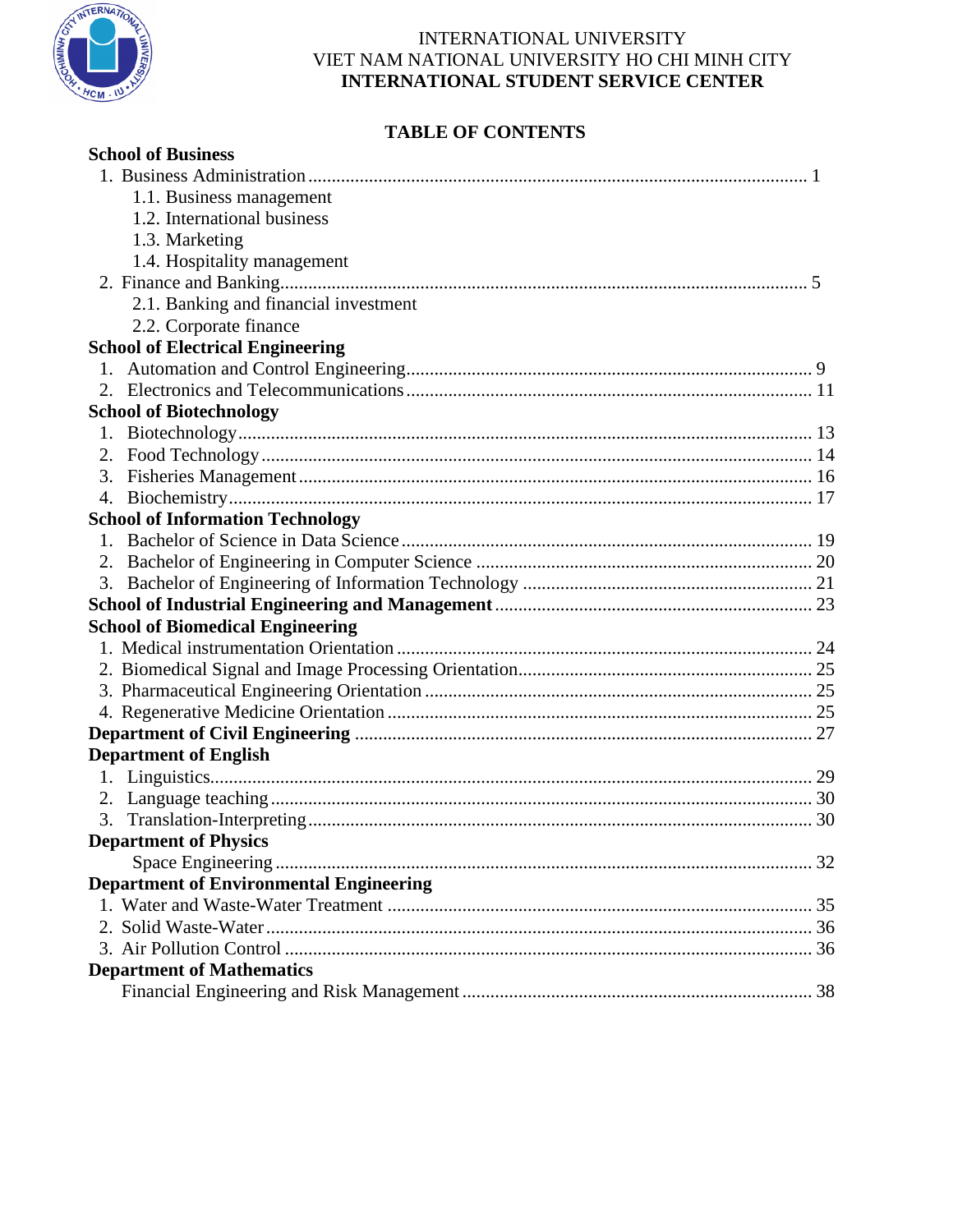INTERNATIONAL UNIVERSITY
VIET NAM NATIONAL UNIVERSITY HO CHI MINH CITY
**INTERNATIONAL STUDENT SERVICE CENTER**

# TABLE OF CONTENTS

**School of Business**

1. Business Administration ........ 1
    - 1.1. Business management
    - 1.2. International business
    - 1.3. Marketing
    - 1.4. Hospitality management
2. Finance and Banking ........ 5
    - 2.1. Banking and financial investment
    - 2.2. Corporate finance

**School of Electrical Engineering**

1. Automation and Control Engineering ........ 9
2. Electronics and Telecommunications ........ 11

**School of Biotechnology**

1. Biotechnology ........ 13
2. Food Technology ........ 14
3. Fisheries Management ........ 16
4. Biochemistry ........ 17

**School of Information Technology**

1. Bachelor of Science in Data Science ........ 19
2. Bachelor of Engineering in Computer Science ........ 20
3. Bachelor of Engineering of Information Technology ........ 21

**School of Industrial Engineering and Management** ........ 23

**School of Biomedical Engineering**

1. Medical instrumentation Orientation ........ 24
2. Biomedical Signal and Image Processing Orientation ........ 25
3. Pharmaceutical Engineering Orientation ........ 25
4. Regenerative Medicine Orientation ........ 25

**Department of Civil Engineering** ........ 27

**Department of English**

1. Linguistics ........ 29
2. Language teaching ........ 30
3. Translation-Interpreting ........ 30

**Department of Physics**

Space Engineering ........ 32

**Department of Environmental Engineering**

1. Water and Waste-Water Treatment ........ 35
2. Solid Waste-Water ........ 36
3. Air Pollution Control ........ 36

**Department of Mathematics**

Financial Engineering and Risk Management ........ 38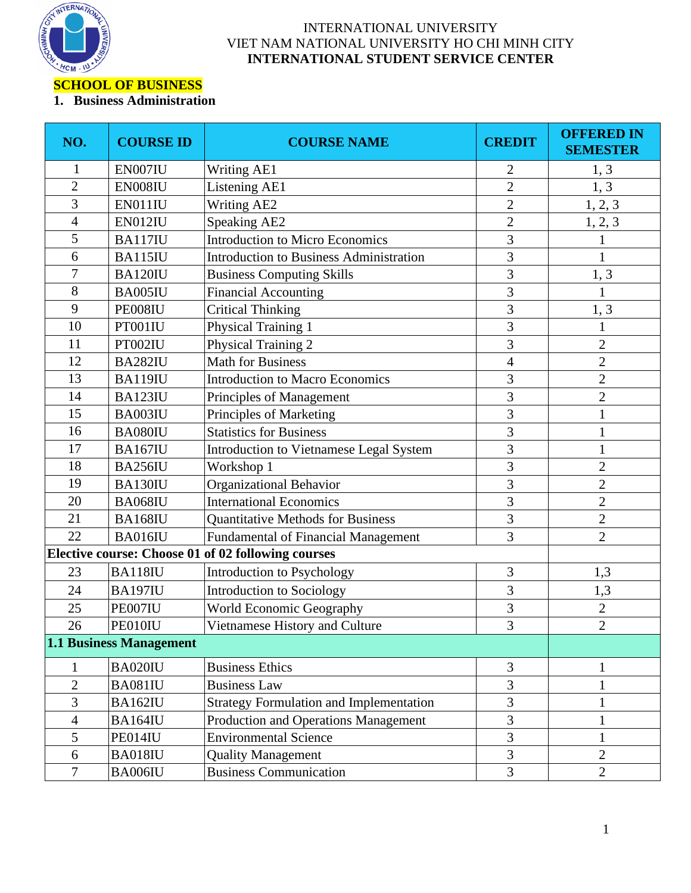INTERNATIONAL UNIVERSITY
VIET NAM NATIONAL UNIVERSITY HO CHI MINH CITY
**INTERNATIONAL STUDENT SERVICE CENTER**

## SCHOOL OF BUSINESS

### 1. Business Administration

| NO. | COURSE ID | COURSE NAME | CREDIT | OFFERED IN SEMESTER |
|---|---|---|---|---|
| 1 | EN007IU | Writing AE1 | 2 | 1, 3 |
| 2 | EN008IU | Listening AE1 | 2 | 1, 3 |
| 3 | EN011IU | Writing AE2 | 2 | 1, 2, 3 |
| 4 | EN012IU | Speaking AE2 | 2 | 1, 2, 3 |
| 5 | BA117IU | Introduction to Micro Economics | 3 | 1 |
| 6 | BA115IU | Introduction to Business Administration | 3 | 1 |
| 7 | BA120IU | Business Computing Skills | 3 | 1, 3 |
| 8 | BA005IU | Financial Accounting | 3 | 1 |
| 9 | PE008IU | Critical Thinking | 3 | 1, 3 |
| 10 | PT001IU | Physical Training 1 | 3 | 1 |
| 11 | PT002IU | Physical Training 2 | 3 | 2 |
| 12 | BA282IU | Math for Business | 4 | 2 |
| 13 | BA119IU | Introduction to Macro Economics | 3 | 2 |
| 14 | BA123IU | Principles of Management | 3 | 2 |
| 15 | BA003IU | Principles of Marketing | 3 | 1 |
| 16 | BA080IU | Statistics for Business | 3 | 1 |
| 17 | BA167IU | Introduction to Vietnamese Legal System | 3 | 1 |
| 18 | BA256IU | Workshop 1 | 3 | 2 |
| 19 | BA130IU | Organizational Behavior | 3 | 2 |
| 20 | BA068IU | International Economics | 3 | 2 |
| 21 | BA168IU | Quantitative Methods for Business | 3 | 2 |
| 22 | BA016IU | Fundamental of Financial Management | 3 | 2 |
| **Elective course: Choose 01 of 02 following courses** | | | | |
| 23 | BA118IU | Introduction to Psychology | 3 | 1,3 |
| 24 | BA197IU | Introduction to Sociology | 3 | 1,3 |
| 25 | PE007IU | World Economic Geography | 3 | 2 |
| 26 | PE010IU | Vietnamese History and Culture | 3 | 2 |
| **1.1 Business Management** | | | | |
| 1 | BA020IU | Business Ethics | 3 | 1 |
| 2 | BA081IU | Business Law | 3 | 1 |
| 3 | BA162IU | Strategy Formulation and Implementation | 3 | 1 |
| 4 | BA164IU | Production and Operations Management | 3 | 1 |
| 5 | PE014IU | Environmental Science | 3 | 1 |
| 6 | BA018IU | Quality Management | 3 | 2 |
| 7 | BA006IU | Business Communication | 3 | 2 |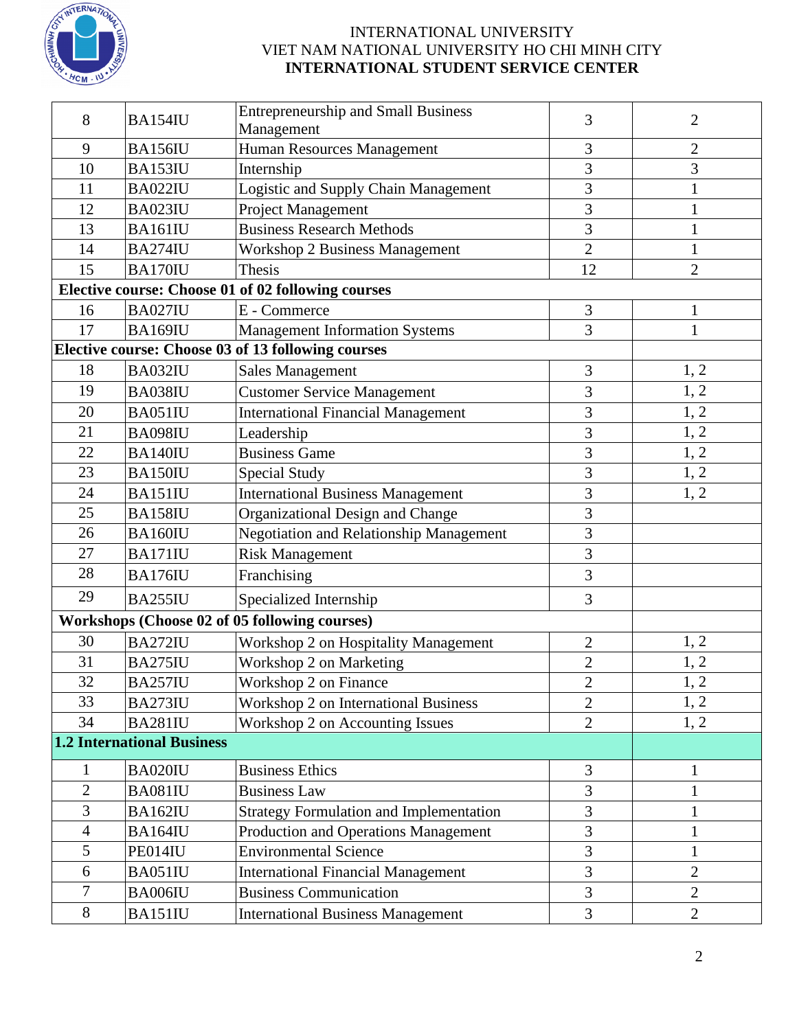INTERNATIONAL UNIVERSITY
VIET NAM NATIONAL UNIVERSITY HO CHI MINH CITY
**INTERNATIONAL STUDENT SERVICE CENTER**

| | | | | |
|---|---|---|---|---|
| 8 | BA154IU | Entrepreneurship and Small Business Management | 3 | 2 |
| 9 | BA156IU | Human Resources Management | 3 | 2 |
| 10 | BA153IU | Internship | 3 | 3 |
| 11 | BA022IU | Logistic and Supply Chain Management | 3 | 1 |
| 12 | BA023IU | Project Management | 3 | 1 |
| 13 | BA161IU | Business Research Methods | 3 | 1 |
| 14 | BA274IU | Workshop 2 Business Management | 2 | 1 |
| 15 | BA170IU | Thesis | 12 | 2 |
| **Elective course: Choose 01 of 02 following courses** | | | | |
| 16 | BA027IU | E - Commerce | 3 | 1 |
| 17 | BA169IU | Management Information Systems | 3 | 1 |
| **Elective course: Choose 03 of 13 following courses** | | | | |
| 18 | BA032IU | Sales Management | 3 | 1, 2 |
| 19 | BA038IU | Customer Service Management | 3 | 1, 2 |
| 20 | BA051IU | International Financial Management | 3 | 1, 2 |
| 21 | BA098IU | Leadership | 3 | 1, 2 |
| 22 | BA140IU | Business Game | 3 | 1, 2 |
| 23 | BA150IU | Special Study | 3 | 1, 2 |
| 24 | BA151IU | International Business Management | 3 | 1, 2 |
| 25 | BA158IU | Organizational Design and Change | 3 | |
| 26 | BA160IU | Negotiation and Relationship Management | 3 | |
| 27 | BA171IU | Risk Management | 3 | |
| 28 | BA176IU | Franchising | 3 | |
| 29 | BA255IU | Specialized Internship | 3 | |
| **Workshops (Choose 02 of 05 following courses)** | | | | |
| 30 | BA272IU | Workshop 2 on Hospitality Management | 2 | 1, 2 |
| 31 | BA275IU | Workshop 2 on Marketing | 2 | 1, 2 |
| 32 | BA257IU | Workshop 2 on Finance | 2 | 1, 2 |
| 33 | BA273IU | Workshop 2 on International Business | 2 | 1, 2 |
| 34 | BA281IU | Workshop 2 on Accounting Issues | 2 | 1, 2 |
| **1.2 International Business** | | | | |
| 1 | BA020IU | Business Ethics | 3 | 1 |
| 2 | BA081IU | Business Law | 3 | 1 |
| 3 | BA162IU | Strategy Formulation and Implementation | 3 | 1 |
| 4 | BA164IU | Production and Operations Management | 3 | 1 |
| 5 | PE014IU | Environmental Science | 3 | 1 |
| 6 | BA051IU | International Financial Management | 3 | 2 |
| 7 | BA006IU | Business Communication | 3 | 2 |
| 8 | BA151IU | International Business Management | 3 | 2 |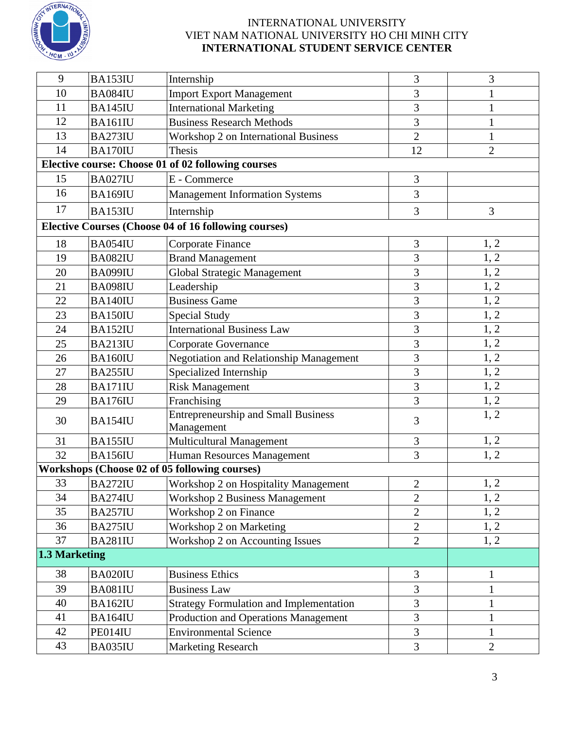INTERNATIONAL UNIVERSITY
VIET NAM NATIONAL UNIVERSITY HO CHI MINH CITY
**INTERNATIONAL STUDENT SERVICE CENTER**

| | | | | |
|---|---|---|---|---|
| 9 | BA153IU | Internship | 3 | 3 |
| 10 | BA084IU | Import Export Management | 3 | 1 |
| 11 | BA145IU | International Marketing | 3 | 1 |
| 12 | BA161IU | Business Research Methods | 3 | 1 |
| 13 | BA273IU | Workshop 2 on International Business | 2 | 1 |
| 14 | BA170IU | Thesis | 12 | 2 |
| **Elective course: Choose 01 of 02 following courses** | | | | |
| 15 | BA027IU | E - Commerce | 3 | |
| 16 | BA169IU | Management Information Systems | 3 | |
| 17 | BA153IU | Internship | 3 | 3 |
| **Elective Courses (Choose 04 of 16 following courses)** | | | | |
| 18 | BA054IU | Corporate Finance | 3 | 1, 2 |
| 19 | BA082IU | Brand Management | 3 | 1, 2 |
| 20 | BA099IU | Global Strategic Management | 3 | 1, 2 |
| 21 | BA098IU | Leadership | 3 | 1, 2 |
| 22 | BA140IU | Business Game | 3 | 1, 2 |
| 23 | BA150IU | Special Study | 3 | 1, 2 |
| 24 | BA152IU | International Business Law | 3 | 1, 2 |
| 25 | BA213IU | Corporate Governance | 3 | 1, 2 |
| 26 | BA160IU | Negotiation and Relationship Management | 3 | 1, 2 |
| 27 | BA255IU | Specialized Internship | 3 | 1, 2 |
| 28 | BA171IU | Risk Management | 3 | 1, 2 |
| 29 | BA176IU | Franchising | 3 | 1, 2 |
| 30 | BA154IU | Entrepreneurship and Small Business Management | 3 | 1, 2 |
| 31 | BA155IU | Multicultural Management | 3 | 1, 2 |
| 32 | BA156IU | Human Resources Management | 3 | 1, 2 |
| **Workshops (Choose 02 of 05 following courses)** | | | | |
| 33 | BA272IU | Workshop 2 on Hospitality Management | 2 | 1, 2 |
| 34 | BA274IU | Workshop 2 Business Management | 2 | 1, 2 |
| 35 | BA257IU | Workshop 2 on Finance | 2 | 1, 2 |
| 36 | BA275IU | Workshop 2 on Marketing | 2 | 1, 2 |
| 37 | BA281IU | Workshop 2 on Accounting Issues | 2 | 1, 2 |
| **1.3 Marketing** | | | | |
| 38 | BA020IU | Business Ethics | 3 | 1 |
| 39 | BA081IU | Business Law | 3 | 1 |
| 40 | BA162IU | Strategy Formulation and Implementation | 3 | 1 |
| 41 | BA164IU | Production and Operations Management | 3 | 1 |
| 42 | PE014IU | Environmental Science | 3 | 1 |
| 43 | BA035IU | Marketing Research | 3 | 2 |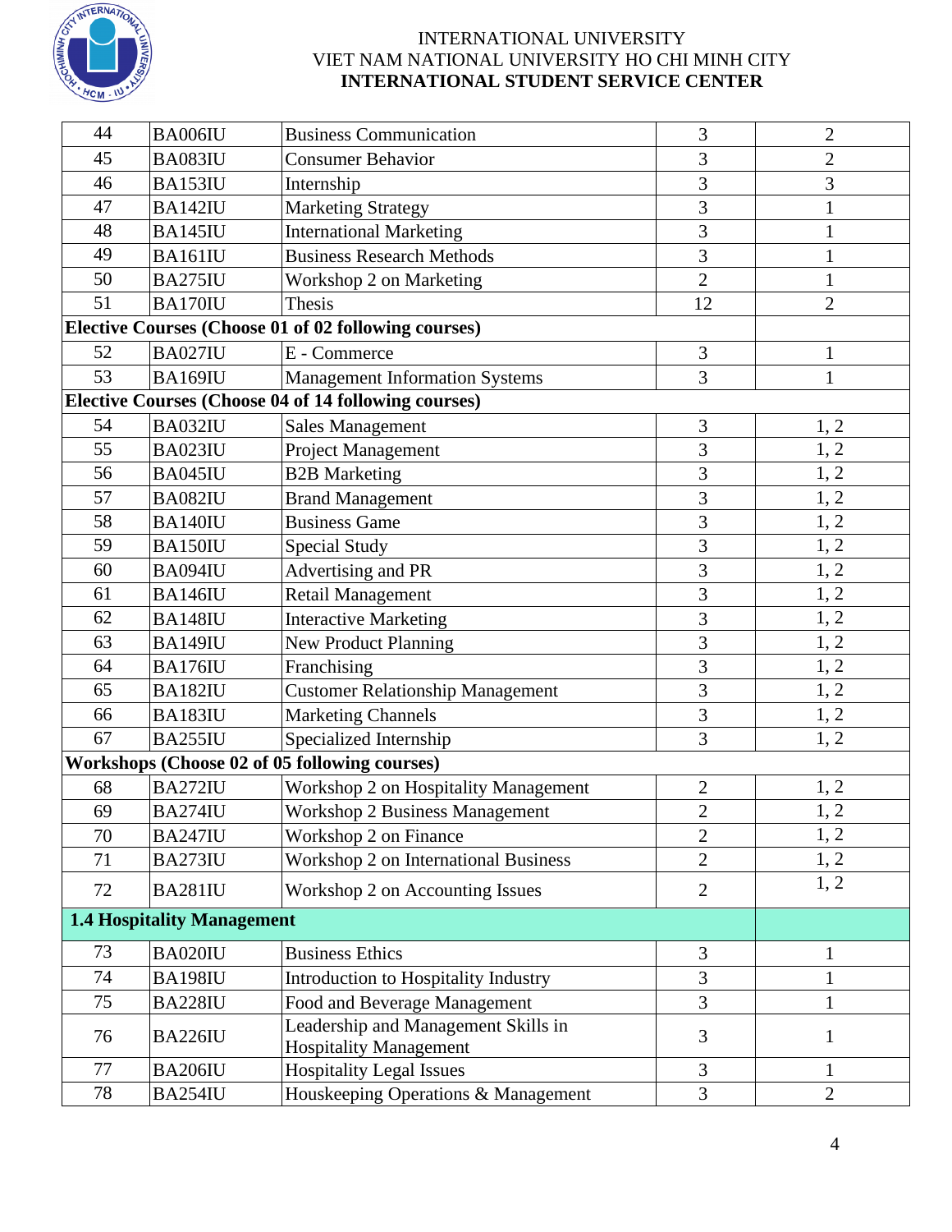INTERNATIONAL UNIVERSITY
VIET NAM NATIONAL UNIVERSITY HO CHI MINH CITY
**INTERNATIONAL STUDENT SERVICE CENTER**

| | | | | |
|---|---|---|---|---|
| 44 | BA006IU | Business Communication | 3 | 2 |
| 45 | BA083IU | Consumer Behavior | 3 | 2 |
| 46 | BA153IU | Internship | 3 | 3 |
| 47 | BA142IU | Marketing Strategy | 3 | 1 |
| 48 | BA145IU | International Marketing | 3 | 1 |
| 49 | BA161IU | Business Research Methods | 3 | 1 |
| 50 | BA275IU | Workshop 2 on Marketing | 2 | 1 |
| 51 | BA170IU | Thesis | 12 | 2 |
| **Elective Courses (Choose 01 of 02 following courses)** | | | | |
| 52 | BA027IU | E - Commerce | 3 | 1 |
| 53 | BA169IU | Management Information Systems | 3 | 1 |
| **Elective Courses (Choose 04 of 14 following courses)** | | | | |
| 54 | BA032IU | Sales Management | 3 | 1, 2 |
| 55 | BA023IU | Project Management | 3 | 1, 2 |
| 56 | BA045IU | B2B Marketing | 3 | 1, 2 |
| 57 | BA082IU | Brand Management | 3 | 1, 2 |
| 58 | BA140IU | Business Game | 3 | 1, 2 |
| 59 | BA150IU | Special Study | 3 | 1, 2 |
| 60 | BA094IU | Advertising and PR | 3 | 1, 2 |
| 61 | BA146IU | Retail Management | 3 | 1, 2 |
| 62 | BA148IU | Interactive Marketing | 3 | 1, 2 |
| 63 | BA149IU | New Product Planning | 3 | 1, 2 |
| 64 | BA176IU | Franchising | 3 | 1, 2 |
| 65 | BA182IU | Customer Relationship Management | 3 | 1, 2 |
| 66 | BA183IU | Marketing Channels | 3 | 1, 2 |
| 67 | BA255IU | Specialized Internship | 3 | 1, 2 |
| **Workshops (Choose 02 of 05 following courses)** | | | | |
| 68 | BA272IU | Workshop 2 on Hospitality Management | 2 | 1, 2 |
| 69 | BA274IU | Workshop 2 Business Management | 2 | 1, 2 |
| 70 | BA247IU | Workshop 2 on Finance | 2 | 1, 2 |
| 71 | BA273IU | Workshop 2 on International Business | 2 | 1, 2 |
| 72 | BA281IU | Workshop 2 on Accounting Issues | 2 | 1, 2 |
| **1.4 Hospitality Management** | | | | |
| 73 | BA020IU | Business Ethics | 3 | 1 |
| 74 | BA198IU | Introduction to Hospitality Industry | 3 | 1 |
| 75 | BA228IU | Food and Beverage Management | 3 | 1 |
| 76 | BA226IU | Leadership and Management Skills in Hospitality Management | 3 | 1 |
| 77 | BA206IU | Hospitality Legal Issues | 3 | 1 |
| 78 | BA254IU | Houskeeping Operations & Management | 3 | 2 |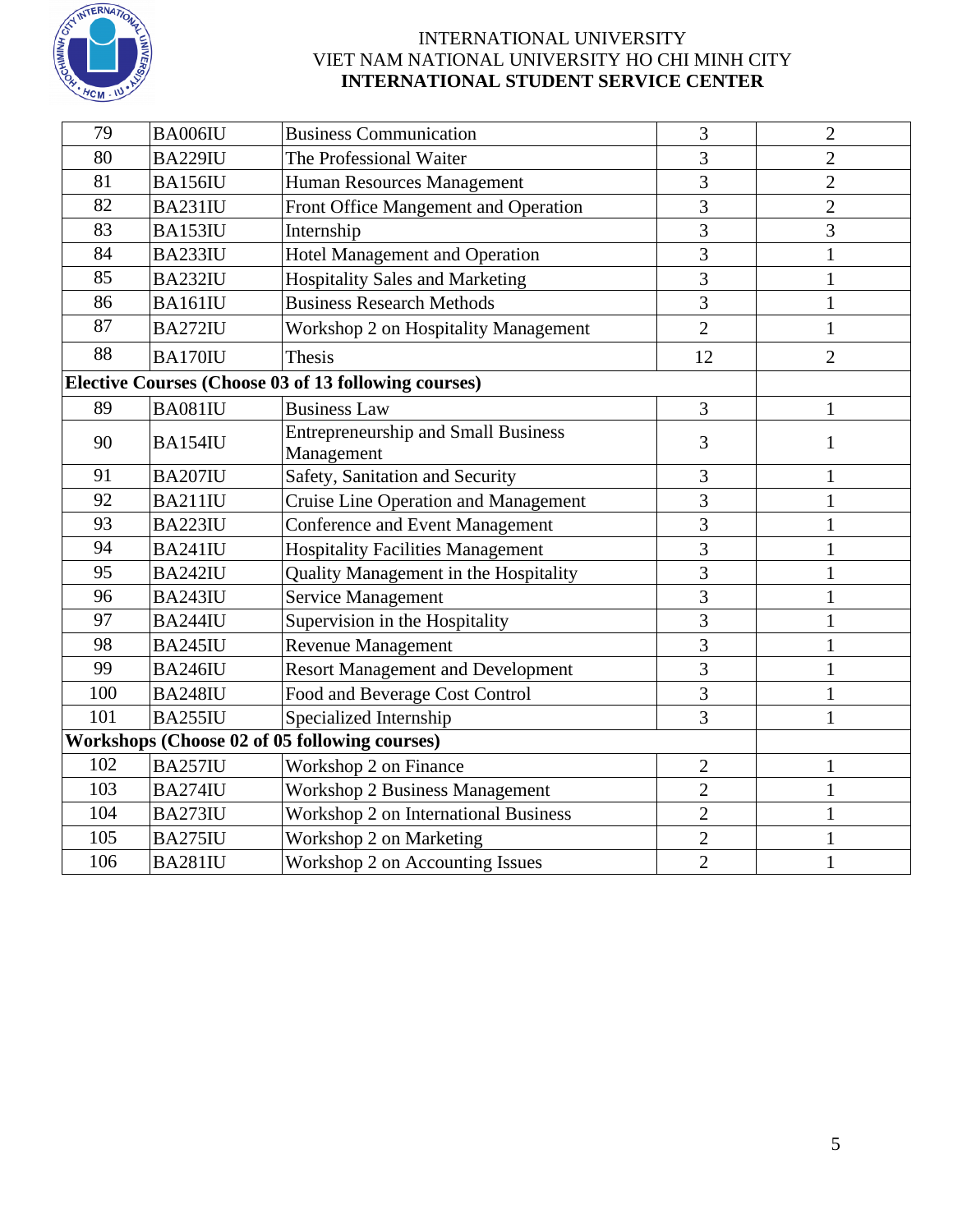INTERNATIONAL UNIVERSITY
VIET NAM NATIONAL UNIVERSITY HO CHI MINH CITY
**INTERNATIONAL STUDENT SERVICE CENTER**

| | | | | |
|---|---|---|---|---|
| 79 | BA006IU | Business Communication | 3 | 2 |
| 80 | BA229IU | The Professional Waiter | 3 | 2 |
| 81 | BA156IU | Human Resources Management | 3 | 2 |
| 82 | BA231IU | Front Office Mangement and Operation | 3 | 2 |
| 83 | BA153IU | Internship | 3 | 3 |
| 84 | BA233IU | Hotel Management and Operation | 3 | 1 |
| 85 | BA232IU | Hospitality Sales and Marketing | 3 | 1 |
| 86 | BA161IU | Business Research Methods | 3 | 1 |
| 87 | BA272IU | Workshop 2 on Hospitality Management | 2 | 1 |
| 88 | BA170IU | Thesis | 12 | 2 |
| **Elective Courses (Choose 03 of 13 following courses)** | | | | |
| 89 | BA081IU | Business Law | 3 | 1 |
| 90 | BA154IU | Entrepreneurship and Small Business Management | 3 | 1 |
| 91 | BA207IU | Safety, Sanitation and Security | 3 | 1 |
| 92 | BA211IU | Cruise Line Operation and Management | 3 | 1 |
| 93 | BA223IU | Conference and Event Management | 3 | 1 |
| 94 | BA241IU | Hospitality Facilities Management | 3 | 1 |
| 95 | BA242IU | Quality Management in the Hospitality | 3 | 1 |
| 96 | BA243IU | Service Management | 3 | 1 |
| 97 | BA244IU | Supervision in the Hospitality | 3 | 1 |
| 98 | BA245IU | Revenue Management | 3 | 1 |
| 99 | BA246IU | Resort Management and Development | 3 | 1 |
| 100 | BA248IU | Food and Beverage Cost Control | 3 | 1 |
| 101 | BA255IU | Specialized Internship | 3 | 1 |
| **Workshops (Choose 02 of 05 following courses)** | | | | |
| 102 | BA257IU | Workshop 2 on Finance | 2 | 1 |
| 103 | BA274IU | Workshop 2 Business Management | 2 | 1 |
| 104 | BA273IU | Workshop 2 on International Business | 2 | 1 |
| 105 | BA275IU | Workshop 2 on Marketing | 2 | 1 |
| 106 | BA281IU | Workshop 2 on Accounting Issues | 2 | 1 |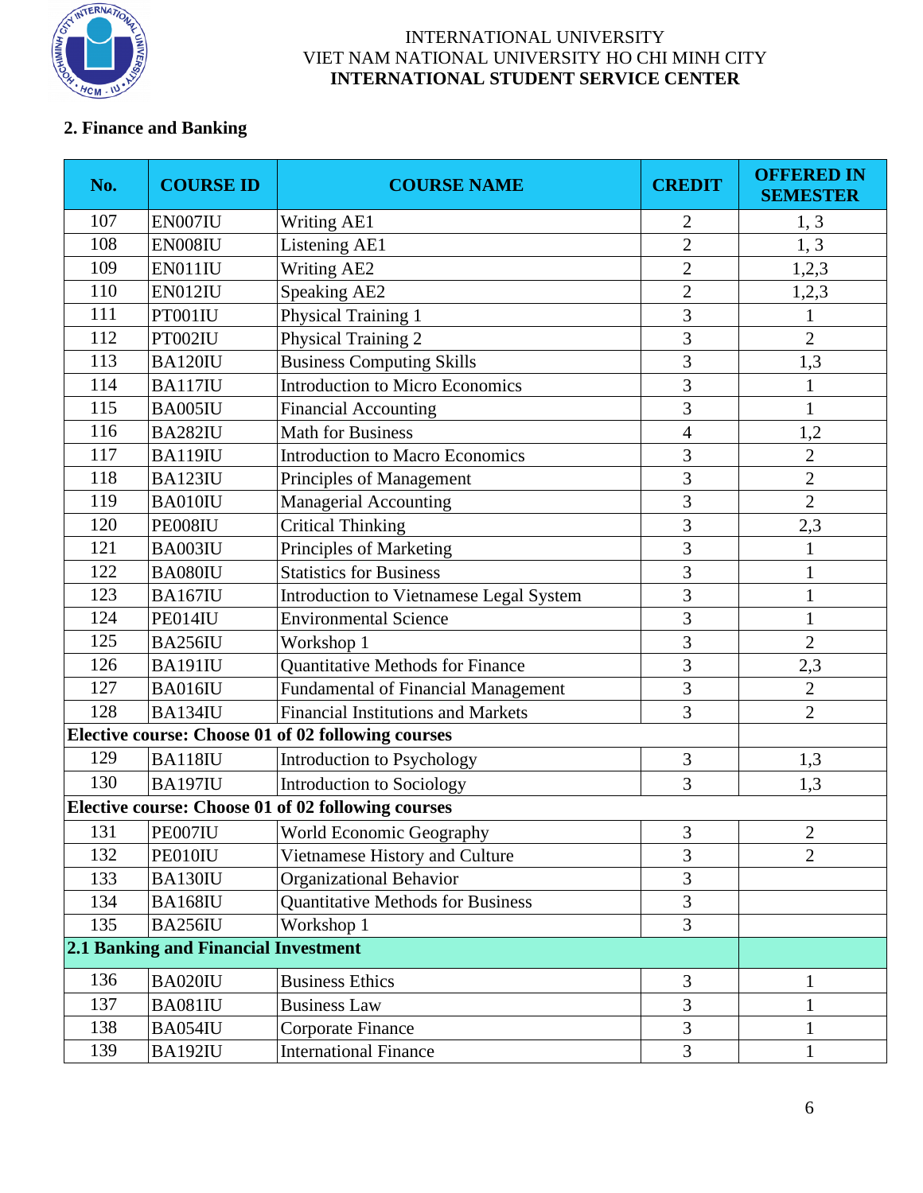INTERNATIONAL UNIVERSITY
VIET NAM NATIONAL UNIVERSITY HO CHI MINH CITY
**INTERNATIONAL STUDENT SERVICE CENTER**

## 2. Finance and Banking

| No. | COURSE ID | COURSE NAME | CREDIT | OFFERED IN SEMESTER |
|---|---|---|---|---|
| 107 | EN007IU | Writing AE1 | 2 | 1, 3 |
| 108 | EN008IU | Listening AE1 | 2 | 1, 3 |
| 109 | EN011IU | Writing AE2 | 2 | 1,2,3 |
| 110 | EN012IU | Speaking AE2 | 2 | 1,2,3 |
| 111 | PT001IU | Physical Training 1 | 3 | 1 |
| 112 | PT002IU | Physical Training 2 | 3 | 2 |
| 113 | BA120IU | Business Computing Skills | 3 | 1,3 |
| 114 | BA117IU | Introduction to Micro Economics | 3 | 1 |
| 115 | BA005IU | Financial Accounting | 3 | 1 |
| 116 | BA282IU | Math for Business | 4 | 1,2 |
| 117 | BA119IU | Introduction to Macro Economics | 3 | 2 |
| 118 | BA123IU | Principles of Management | 3 | 2 |
| 119 | BA010IU | Managerial Accounting | 3 | 2 |
| 120 | PE008IU | Critical Thinking | 3 | 2,3 |
| 121 | BA003IU | Principles of Marketing | 3 | 1 |
| 122 | BA080IU | Statistics for Business | 3 | 1 |
| 123 | BA167IU | Introduction to Vietnamese Legal System | 3 | 1 |
| 124 | PE014IU | Environmental Science | 3 | 1 |
| 125 | BA256IU | Workshop 1 | 3 | 2 |
| 126 | BA191IU | Quantitative Methods for Finance | 3 | 2,3 |
| 127 | BA016IU | Fundamental of Financial Management | 3 | 2 |
| 128 | BA134IU | Financial Institutions and Markets | 3 | 2 |
| **Elective course: Choose 01 of 02 following courses** | | | | |
| 129 | BA118IU | Introduction to Psychology | 3 | 1,3 |
| 130 | BA197IU | Introduction to Sociology | 3 | 1,3 |
| **Elective course: Choose 01 of 02 following courses** | | | | |
| 131 | PE007IU | World Economic Geography | 3 | 2 |
| 132 | PE010IU | Vietnamese History and Culture | 3 | 2 |
| 133 | BA130IU | Organizational Behavior | 3 | |
| 134 | BA168IU | Quantitative Methods for Business | 3 | |
| 135 | BA256IU | Workshop 1 | 3 | |
| **2.1 Banking and Financial Investment** | | | | |
| 136 | BA020IU | Business Ethics | 3 | 1 |
| 137 | BA081IU | Business Law | 3 | 1 |
| 138 | BA054IU | Corporate Finance | 3 | 1 |
| 139 | BA192IU | International Finance | 3 | 1 |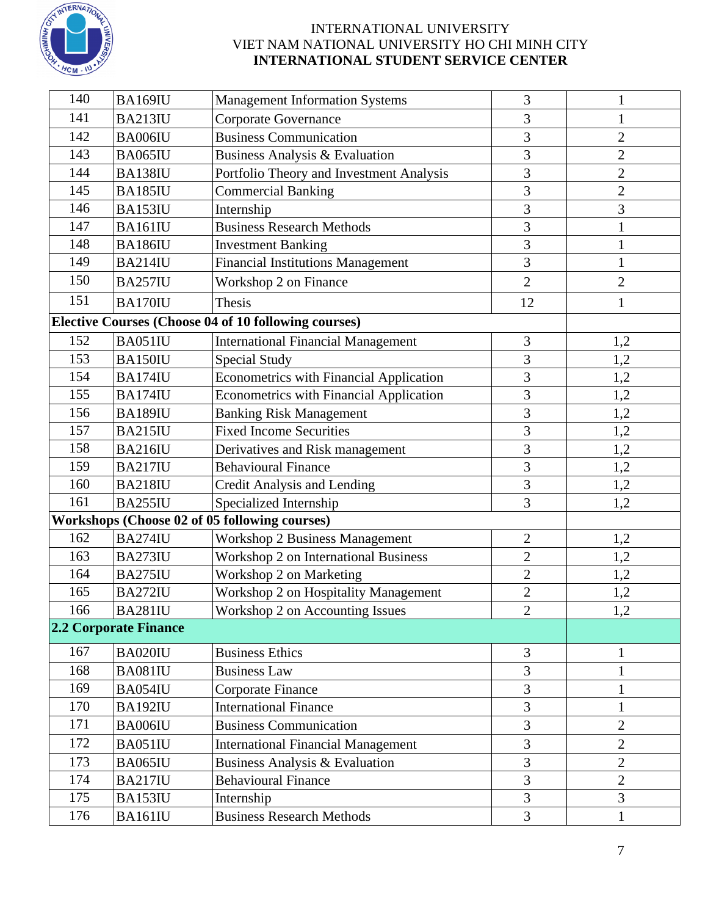INTERNATIONAL UNIVERSITY
VIET NAM NATIONAL UNIVERSITY HO CHI MINH CITY
**INTERNATIONAL STUDENT SERVICE CENTER**

| | | | | |
|---|---|---|---|---|
| 140 | BA169IU | Management Information Systems | 3 | 1 |
| 141 | BA213IU | Corporate Governance | 3 | 1 |
| 142 | BA006IU | Business Communication | 3 | 2 |
| 143 | BA065IU | Business Analysis & Evaluation | 3 | 2 |
| 144 | BA138IU | Portfolio Theory and Investment Analysis | 3 | 2 |
| 145 | BA185IU | Commercial Banking | 3 | 2 |
| 146 | BA153IU | Internship | 3 | 3 |
| 147 | BA161IU | Business Research Methods | 3 | 1 |
| 148 | BA186IU | Investment Banking | 3 | 1 |
| 149 | BA214IU | Financial Institutions Management | 3 | 1 |
| 150 | BA257IU | Workshop 2 on Finance | 2 | 2 |
| 151 | BA170IU | Thesis | 12 | 1 |
| **Elective Courses (Choose 04 of 10 following courses)** | | | | |
| 152 | BA051IU | International Financial Management | 3 | 1,2 |
| 153 | BA150IU | Special Study | 3 | 1,2 |
| 154 | BA174IU | Econometrics with Financial Application | 3 | 1,2 |
| 155 | BA174IU | Econometrics with Financial Application | 3 | 1,2 |
| 156 | BA189IU | Banking Risk Management | 3 | 1,2 |
| 157 | BA215IU | Fixed Income Securities | 3 | 1,2 |
| 158 | BA216IU | Derivatives and Risk management | 3 | 1,2 |
| 159 | BA217IU | Behavioural Finance | 3 | 1,2 |
| 160 | BA218IU | Credit Analysis and Lending | 3 | 1,2 |
| 161 | BA255IU | Specialized Internship | 3 | 1,2 |
| **Workshops (Choose 02 of 05 following courses)** | | | | |
| 162 | BA274IU | Workshop 2 Business Management | 2 | 1,2 |
| 163 | BA273IU | Workshop 2 on International Business | 2 | 1,2 |
| 164 | BA275IU | Workshop 2 on Marketing | 2 | 1,2 |
| 165 | BA272IU | Workshop 2 on Hospitality Management | 2 | 1,2 |
| 166 | BA281IU | Workshop 2 on Accounting Issues | 2 | 1,2 |
| **2.2 Corporate Finance** | | | | |
| 167 | BA020IU | Business Ethics | 3 | 1 |
| 168 | BA081IU | Business Law | 3 | 1 |
| 169 | BA054IU | Corporate Finance | 3 | 1 |
| 170 | BA192IU | International Finance | 3 | 1 |
| 171 | BA006IU | Business Communication | 3 | 2 |
| 172 | BA051IU | International Financial Management | 3 | 2 |
| 173 | BA065IU | Business Analysis & Evaluation | 3 | 2 |
| 174 | BA217IU | Behavioural Finance | 3 | 2 |
| 175 | BA153IU | Internship | 3 | 3 |
| 176 | BA161IU | Business Research Methods | 3 | 1 |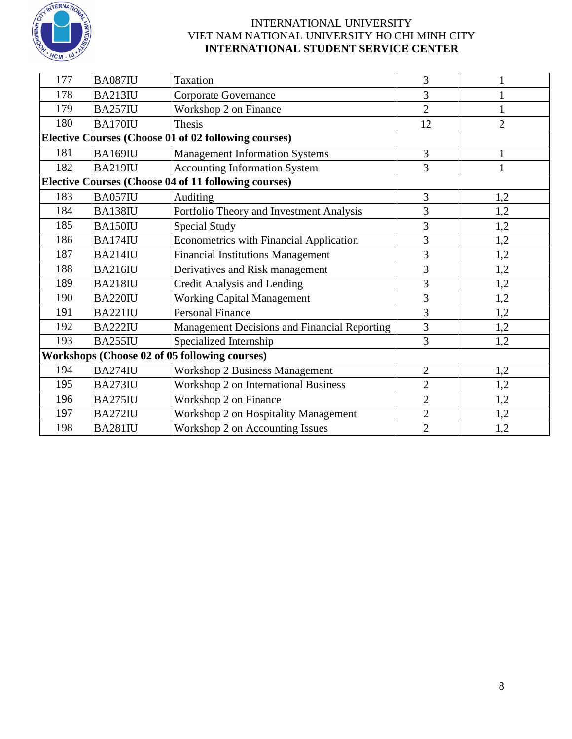INTERNATIONAL UNIVERSITY
VIET NAM NATIONAL UNIVERSITY HO CHI MINH CITY
**INTERNATIONAL STUDENT SERVICE CENTER**

| | | | | |
|---|---|---|---|---|
| 177 | BA087IU | Taxation | 3 | 1 |
| 178 | BA213IU | Corporate Governance | 3 | 1 |
| 179 | BA257IU | Workshop 2 on Finance | 2 | 1 |
| 180 | BA170IU | Thesis | 12 | 2 |
| **Elective Courses (Choose 01 of 02 following courses)** | | | | |
| 181 | BA169IU | Management Information Systems | 3 | 1 |
| 182 | BA219IU | Accounting Information System | 3 | 1 |
| **Elective Courses (Choose 04 of 11 following courses)** | | | | |
| 183 | BA057IU | Auditing | 3 | 1,2 |
| 184 | BA138IU | Portfolio Theory and Investment Analysis | 3 | 1,2 |
| 185 | BA150IU | Special Study | 3 | 1,2 |
| 186 | BA174IU | Econometrics with Financial Application | 3 | 1,2 |
| 187 | BA214IU | Financial Institutions Management | 3 | 1,2 |
| 188 | BA216IU | Derivatives and Risk management | 3 | 1,2 |
| 189 | BA218IU | Credit Analysis and Lending | 3 | 1,2 |
| 190 | BA220IU | Working Capital Management | 3 | 1,2 |
| 191 | BA221IU | Personal Finance | 3 | 1,2 |
| 192 | BA222IU | Management Decisions and Financial Reporting | 3 | 1,2 |
| 193 | BA255IU | Specialized Internship | 3 | 1,2 |
| **Workshops (Choose 02 of 05 following courses)** | | | | |
| 194 | BA274IU | Workshop 2 Business Management | 2 | 1,2 |
| 195 | BA273IU | Workshop 2 on International Business | 2 | 1,2 |
| 196 | BA275IU | Workshop 2 on Finance | 2 | 1,2 |
| 197 | BA272IU | Workshop 2 on Hospitality Management | 2 | 1,2 |
| 198 | BA281IU | Workshop 2 on Accounting Issues | 2 | 1,2 |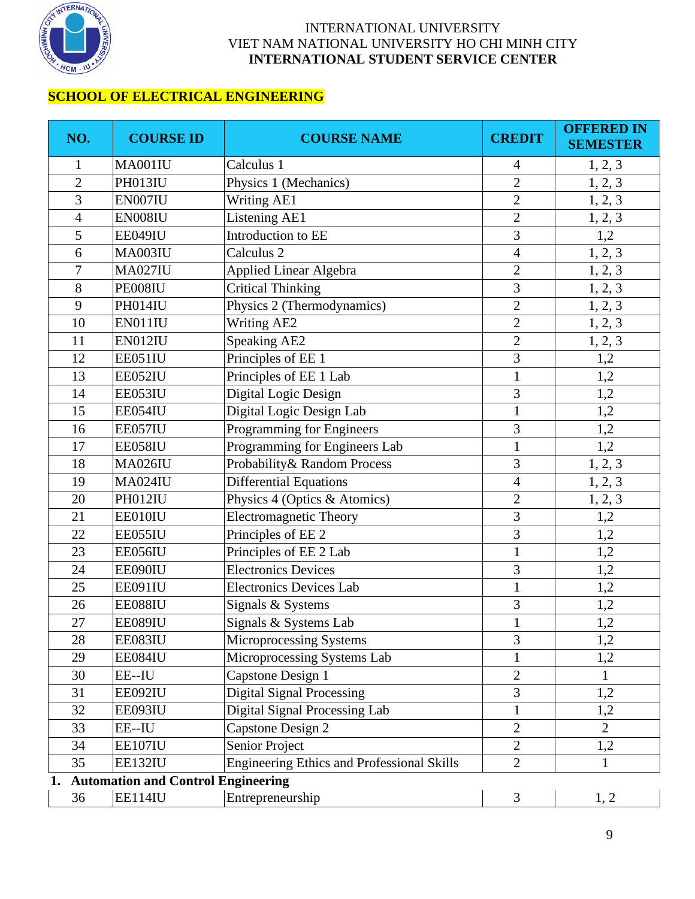INTERNATIONAL UNIVERSITY
VIET NAM NATIONAL UNIVERSITY HO CHI MINH CITY
**INTERNATIONAL STUDENT SERVICE CENTER**

## SCHOOL OF ELECTRICAL ENGINEERING

| NO. | COURSE ID | COURSE NAME | CREDIT | OFFERED IN SEMESTER |
|---|---|---|---|---|
| 1 | MA001IU | Calculus 1 | 4 | 1, 2, 3 |
| 2 | PH013IU | Physics 1 (Mechanics) | 2 | 1, 2, 3 |
| 3 | EN007IU | Writing AE1 | 2 | 1, 2, 3 |
| 4 | EN008IU | Listening AE1 | 2 | 1, 2, 3 |
| 5 | EE049IU | Introduction to EE | 3 | 1,2 |
| 6 | MA003IU | Calculus 2 | 4 | 1, 2, 3 |
| 7 | MA027IU | Applied Linear Algebra | 2 | 1, 2, 3 |
| 8 | PE008IU | Critical Thinking | 3 | 1, 2, 3 |
| 9 | PH014IU | Physics 2 (Thermodynamics) | 2 | 1, 2, 3 |
| 10 | EN011IU | Writing AE2 | 2 | 1, 2, 3 |
| 11 | EN012IU | Speaking AE2 | 2 | 1, 2, 3 |
| 12 | EE051IU | Principles of EE 1 | 3 | 1,2 |
| 13 | EE052IU | Principles of EE 1 Lab | 1 | 1,2 |
| 14 | EE053IU | Digital Logic Design | 3 | 1,2 |
| 15 | EE054IU | Digital Logic Design Lab | 1 | 1,2 |
| 16 | EE057IU | Programming for Engineers | 3 | 1,2 |
| 17 | EE058IU | Programming for Engineers Lab | 1 | 1,2 |
| 18 | MA026IU | Probability& Random Process | 3 | 1, 2, 3 |
| 19 | MA024IU | Differential Equations | 4 | 1, 2, 3 |
| 20 | PH012IU | Physics 4 (Optics & Atomics) | 2 | 1, 2, 3 |
| 21 | EE010IU | Electromagnetic Theory | 3 | 1,2 |
| 22 | EE055IU | Principles of EE 2 | 3 | 1,2 |
| 23 | EE056IU | Principles of EE 2 Lab | 1 | 1,2 |
| 24 | EE090IU | Electronics Devices | 3 | 1,2 |
| 25 | EE091IU | Electronics Devices Lab | 1 | 1,2 |
| 26 | EE088IU | Signals & Systems | 3 | 1,2 |
| 27 | EE089IU | Signals & Systems Lab | 1 | 1,2 |
| 28 | EE083IU | Microprocessing Systems | 3 | 1,2 |
| 29 | EE084IU | Microprocessing Systems Lab | 1 | 1,2 |
| 30 | EE--IU | Capstone Design 1 | 2 | 1 |
| 31 | EE092IU | Digital Signal Processing | 3 | 1,2 |
| 32 | EE093IU | Digital Signal Processing Lab | 1 | 1,2 |
| 33 | EE--IU | Capstone Design 2 | 2 | 2 |
| 34 | EE107IU | Senior Project | 2 | 1,2 |
| 35 | EE132IU | Engineering Ethics and Professional Skills | 2 | 1 |
| **1. Automation and Control Engineering** | | | | |
| 36 | EE114IU | Entrepreneurship | 3 | 1, 2 |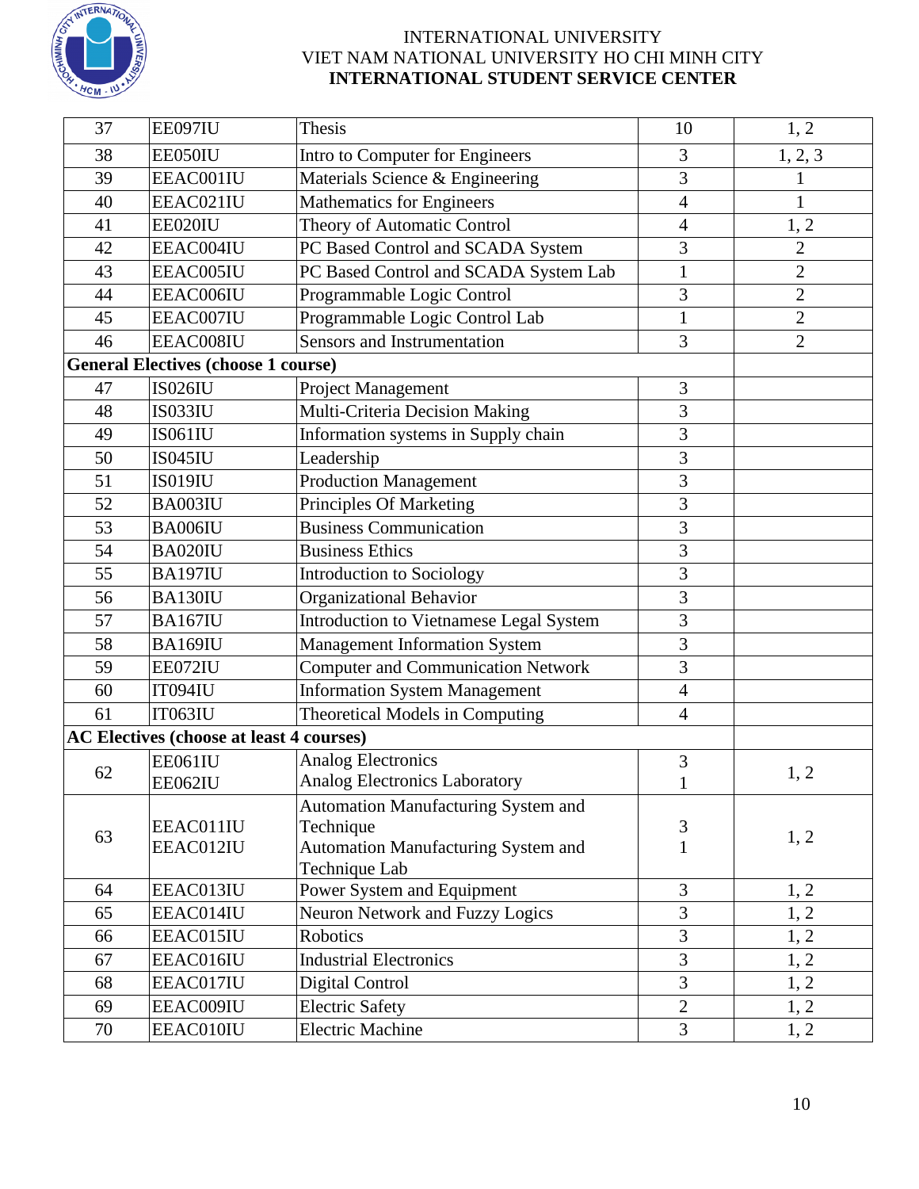| | | | | |
|---|---|---|---|---|
| 37 | EE097IU | Thesis | 10 | 1, 2 |
| 38 | EE050IU | Intro to Computer for Engineers | 3 | 1, 2, 3 |
| 39 | EEAC001IU | Materials Science & Engineering | 3 | 1 |
| 40 | EEAC021IU | Mathematics for Engineers | 4 | 1 |
| 41 | EE020IU | Theory of Automatic Control | 4 | 1, 2 |
| 42 | EEAC004IU | PC Based Control and SCADA System | 3 | 2 |
| 43 | EEAC005IU | PC Based Control and SCADA System Lab | 1 | 2 |
| 44 | EEAC006IU | Programmable Logic Control | 3 | 2 |
| 45 | EEAC007IU | Programmable Logic Control Lab | 1 | 2 |
| 46 | EEAC008IU | Sensors and Instrumentation | 3 | 2 |
| **General Electives (choose 1 course)** | | | | |
| 47 | IS026IU | Project Management | 3 | |
| 48 | IS033IU | Multi-Criteria Decision Making | 3 | |
| 49 | IS061IU | Information systems in Supply chain | 3 | |
| 50 | IS045IU | Leadership | 3 | |
| 51 | IS019IU | Production Management | 3 | |
| 52 | BA003IU | Principles Of Marketing | 3 | |
| 53 | BA006IU | Business Communication | 3 | |
| 54 | BA020IU | Business Ethics | 3 | |
| 55 | BA197IU | Introduction to Sociology | 3 | |
| 56 | BA130IU | Organizational Behavior | 3 | |
| 57 | BA167IU | Introduction to Vietnamese Legal System | 3 | |
| 58 | BA169IU | Management Information System | 3 | |
| 59 | EE072IU | Computer and Communication Network | 3 | |
| 60 | IT094IU | Information System Management | 4 | |
| 61 | IT063IU | Theoretical Models in Computing | 4 | |
| **AC Electives (choose at least 4 courses)** | | | | |
| 62 | EE061IU<br>EE062IU | Analog Electronics<br>Analog Electronics Laboratory | 3<br>1 | 1, 2 |
| 63 | EEAC011IU<br>EEAC012IU | Automation Manufacturing System and Technique<br>Automation Manufacturing System and Technique Lab | 3<br>1 | 1, 2 |
| 64 | EEAC013IU | Power System and Equipment | 3 | 1, 2 |
| 65 | EEAC014IU | Neuron Network and Fuzzy Logics | 3 | 1, 2 |
| 66 | EEAC015IU | Robotics | 3 | 1, 2 |
| 67 | EEAC016IU | Industrial Electronics | 3 | 1, 2 |
| 68 | EEAC017IU | Digital Control | 3 | 1, 2 |
| 69 | EEAC009IU | Electric Safety | 2 | 1, 2 |
| 70 | EEAC010IU | Electric Machine | 3 | 1, 2 |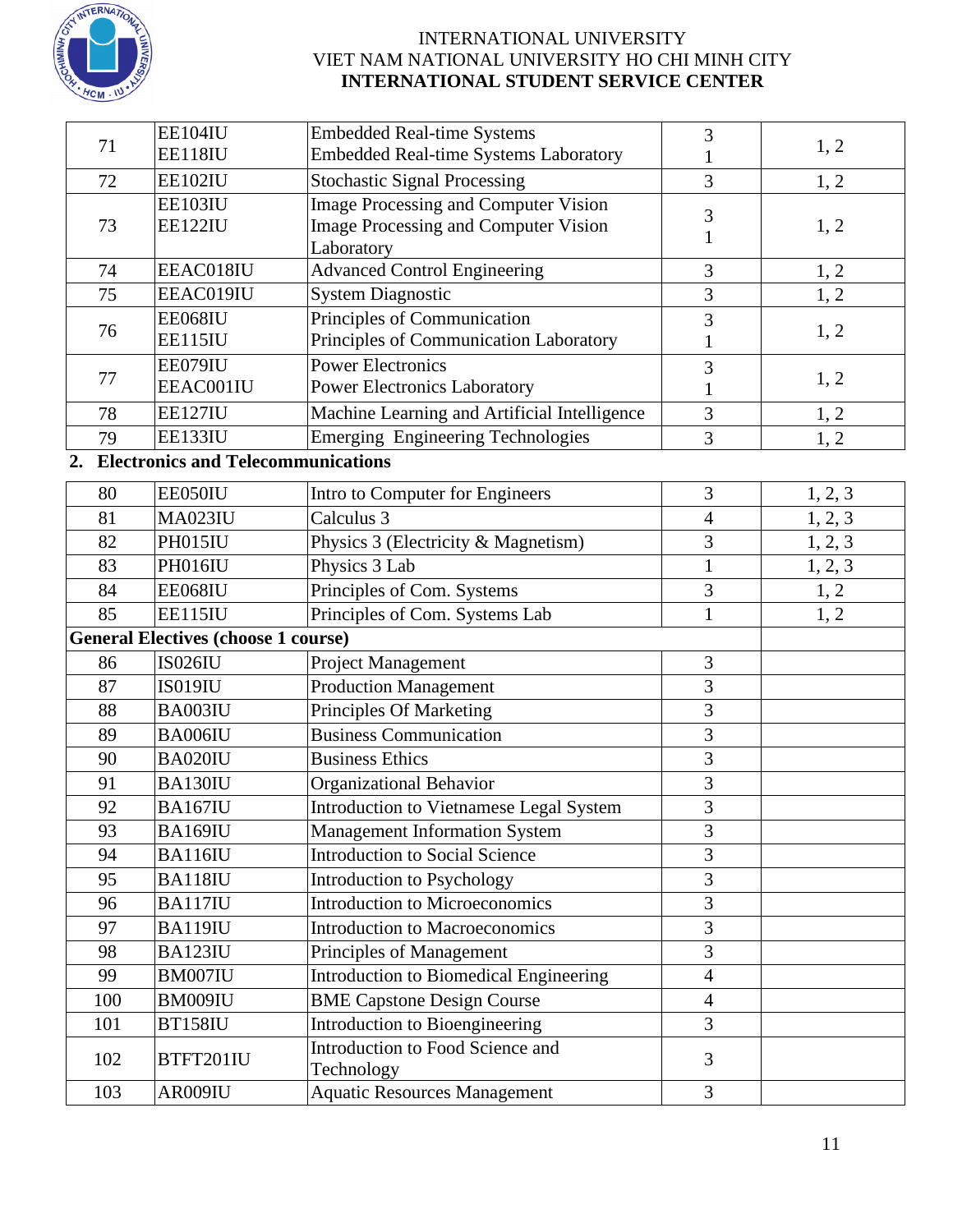| 71 | EE104IU<br>EE118IU | Embedded Real-time Systems<br>Embedded Real-time Systems Laboratory | 3<br>1 | 1, 2 |
|---|---|---|---|---|
| 72 | EE102IU | Stochastic Signal Processing | 3 | 1, 2 |
| 73 | EE103IU<br>EE122IU | Image Processing and Computer Vision<br>Image Processing and Computer Vision Laboratory | 3<br>1 | 1, 2 |
| 74 | EEAC018IU | Advanced Control Engineering | 3 | 1, 2 |
| 75 | EEAC019IU | System Diagnostic | 3 | 1, 2 |
| 76 | EE068IU<br>EE115IU | Principles of Communication<br>Principles of Communication Laboratory | 3<br>1 | 1, 2 |
| 77 | EE079IU<br>EEAC001IU | Power Electronics<br>Power Electronics Laboratory | 3<br>1 | 1, 2 |
| 78 | EE127IU | Machine Learning and Artificial Intelligence | 3 | 1, 2 |
| 79 | EE133IU | Emerging Engineering Technologies | 3 | 1, 2 |

**2. Electronics and Telecommunications**

| 80 | EE050IU | Intro to Computer for Engineers | 3 | 1, 2, 3 |
|---|---|---|---|---|
| 81 | MA023IU | Calculus 3 | 4 | 1, 2, 3 |
| 82 | PH015IU | Physics 3 (Electricity & Magnetism) | 3 | 1, 2, 3 |
| 83 | PH016IU | Physics 3 Lab | 1 | 1, 2, 3 |
| 84 | EE068IU | Principles of Com. Systems | 3 | 1, 2 |
| 85 | EE115IU | Principles of Com. Systems Lab | 1 | 1, 2 |
| **General Electives (choose 1 course)** | | | | |
| 86 | IS026IU | Project Management | 3 | |
| 87 | IS019IU | Production Management | 3 | |
| 88 | BA003IU | Principles Of Marketing | 3 | |
| 89 | BA006IU | Business Communication | 3 | |
| 90 | BA020IU | Business Ethics | 3 | |
| 91 | BA130IU | Organizational Behavior | 3 | |
| 92 | BA167IU | Introduction to Vietnamese Legal System | 3 | |
| 93 | BA169IU | Management Information System | 3 | |
| 94 | BA116IU | Introduction to Social Science | 3 | |
| 95 | BA118IU | Introduction to Psychology | 3 | |
| 96 | BA117IU | Introduction to Microeconomics | 3 | |
| 97 | BA119IU | Introduction to Macroeconomics | 3 | |
| 98 | BA123IU | Principles of Management | 3 | |
| 99 | BM007IU | Introduction to Biomedical Engineering | 4 | |
| 100 | BM009IU | BME Capstone Design Course | 4 | |
| 101 | BT158IU | Introduction to Bioengineering | 3 | |
| 102 | BTFT201IU | Introduction to Food Science and Technology | 3 | |
| 103 | AR009IU | Aquatic Resources Management | 3 | |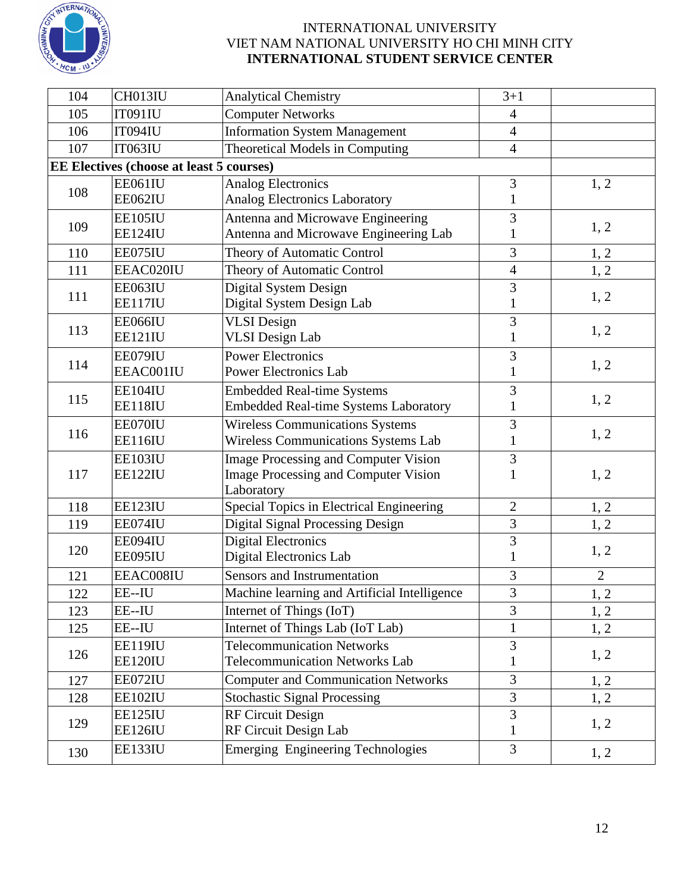| | | | | |
|---|---|---|---|---|
| 104 | CH013IU | Analytical Chemistry | 3+1 | |
| 105 | IT091IU | Computer Networks | 4 | |
| 106 | IT094IU | Information System Management | 4 | |
| 107 | IT063IU | Theoretical Models in Computing | 4 | |
| **EE Electives (choose at least 5 courses)** | | | | |
| 108 | EE061IU<br>EE062IU | Analog Electronics<br>Analog Electronics Laboratory | 3<br>1 | 1, 2 |
| 109 | EE105IU<br>EE124IU | Antenna and Microwave Engineering<br>Antenna and Microwave Engineering Lab | 3<br>1 | 1, 2 |
| 110 | EE075IU | Theory of Automatic Control | 3 | 1, 2 |
| 111 | EEAC020IU | Theory of Automatic Control | 4 | 1, 2 |
| 111 | EE063IU<br>EE117IU | Digital System Design<br>Digital System Design Lab | 3<br>1 | 1, 2 |
| 113 | EE066IU<br>EE121IU | VLSI Design<br>VLSI Design Lab | 3<br>1 | 1, 2 |
| 114 | EE079IU<br>EEAC001IU | Power Electronics<br>Power Electronics Lab | 3<br>1 | 1, 2 |
| 115 | EE104IU<br>EE118IU | Embedded Real-time Systems<br>Embedded Real-time Systems Laboratory | 3<br>1 | 1, 2 |
| 116 | EE070IU<br>EE116IU | Wireless Communications Systems<br>Wireless Communications Systems Lab | 3<br>1 | 1, 2 |
| 117 | EE103IU<br>EE122IU | Image Processing and Computer Vision<br>Image Processing and Computer Vision Laboratory | 3<br>1 | 1, 2 |
| 118 | EE123IU | Special Topics in Electrical Engineering | 2 | 1, 2 |
| 119 | EE074IU | Digital Signal Processing Design | 3 | 1, 2 |
| 120 | EE094IU<br>EE095IU | Digital Electronics<br>Digital Electronics Lab | 3<br>1 | 1, 2 |
| 121 | EEAC008IU | Sensors and Instrumentation | 3 | 2 |
| 122 | EE--IU | Machine learning and Artificial Intelligence | 3 | 1, 2 |
| 123 | EE--IU | Internet of Things (IoT) | 3 | 1, 2 |
| 125 | EE--IU | Internet of Things Lab (IoT Lab) | 1 | 1, 2 |
| 126 | EE119IU<br>EE120IU | Telecommunication Networks<br>Telecommunication Networks Lab | 3<br>1 | 1, 2 |
| 127 | EE072IU | Computer and Communication Networks | 3 | 1, 2 |
| 128 | EE102IU | Stochastic Signal Processing | 3 | 1, 2 |
| 129 | EE125IU<br>EE126IU | RF Circuit Design<br>RF Circuit Design Lab | 3<br>1 | 1, 2 |
| 130 | EE133IU | Emerging Engineering Technologies | 3 | 1, 2 |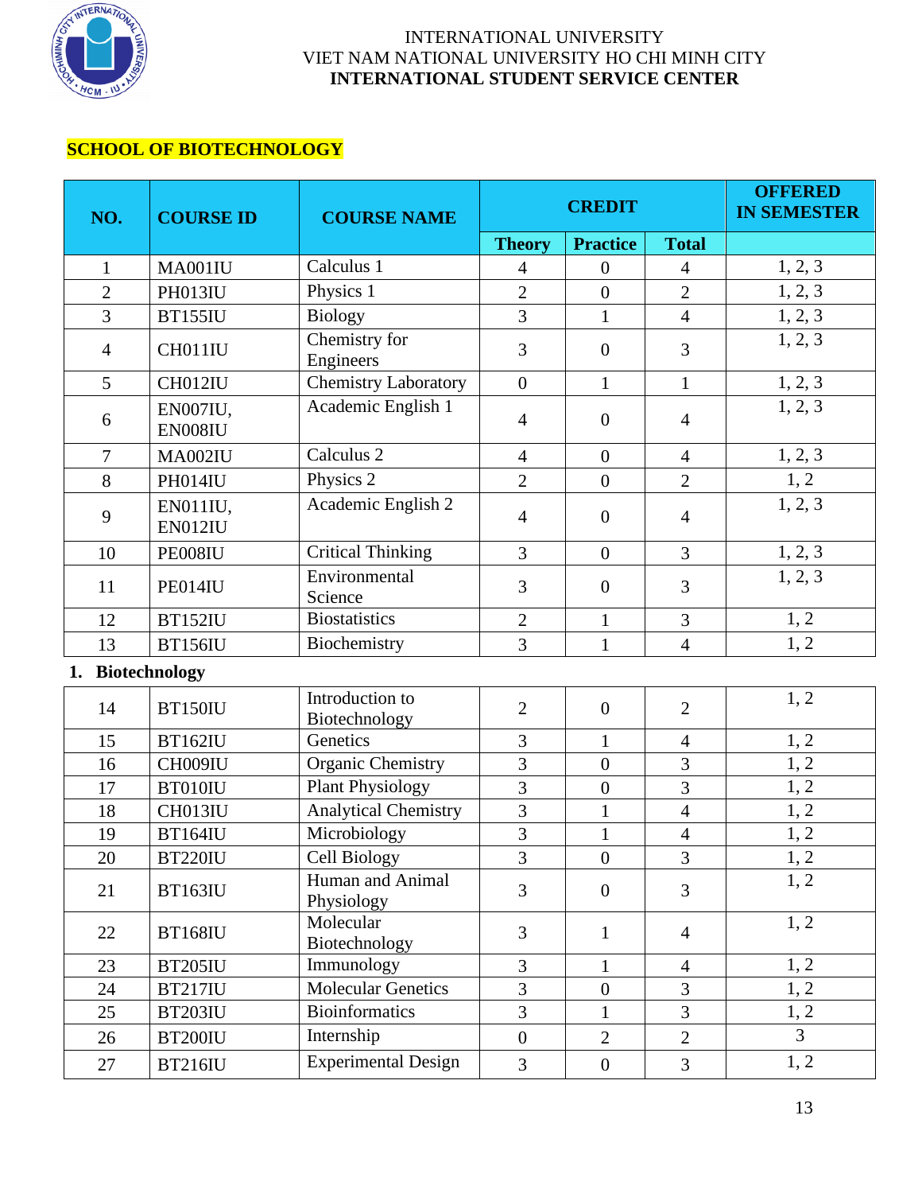INTERNATIONAL UNIVERSITY
VIET NAM NATIONAL UNIVERSITY HO CHI MINH CITY
**INTERNATIONAL STUDENT SERVICE CENTER**

## SCHOOL OF BIOTECHNOLOGY

| NO. | COURSE ID | COURSE NAME | CREDIT | | | OFFERED IN SEMESTER |
|---|---|---|---|---|---|---|
| | | | Theory | Practice | Total | |
| 1 | MA001IU | Calculus 1 | 4 | 0 | 4 | 1, 2, 3 |
| 2 | PH013IU | Physics 1 | 2 | 0 | 2 | 1, 2, 3 |
| 3 | BT155IU | Biology | 3 | 1 | 4 | 1, 2, 3 |
| 4 | CH011IU | Chemistry for Engineers | 3 | 0 | 3 | 1, 2, 3 |
| 5 | CH012IU | Chemistry Laboratory | 0 | 1 | 1 | 1, 2, 3 |
| 6 | EN007IU, EN008IU | Academic English 1 | 4 | 0 | 4 | 1, 2, 3 |
| 7 | MA002IU | Calculus 2 | 4 | 0 | 4 | 1, 2, 3 |
| 8 | PH014IU | Physics 2 | 2 | 0 | 2 | 1, 2 |
| 9 | EN011IU, EN012IU | Academic English 2 | 4 | 0 | 4 | 1, 2, 3 |
| 10 | PE008IU | Critical Thinking | 3 | 0 | 3 | 1, 2, 3 |
| 11 | PE014IU | Environmental Science | 3 | 0 | 3 | 1, 2, 3 |
| 12 | BT152IU | Biostatistics | 2 | 1 | 3 | 1, 2 |
| 13 | BT156IU | Biochemistry | 3 | 1 | 4 | 1, 2 |

**1. Biotechnology**

| NO. | COURSE ID | COURSE NAME | Theory | Practice | Total | OFFERED IN SEMESTER |
|---|---|---|---|---|---|---|
| 14 | BT150IU | Introduction to Biotechnology | 2 | 0 | 2 | 1, 2 |
| 15 | BT162IU | Genetics | 3 | 1 | 4 | 1, 2 |
| 16 | CH009IU | Organic Chemistry | 3 | 0 | 3 | 1, 2 |
| 17 | BT010IU | Plant Physiology | 3 | 0 | 3 | 1, 2 |
| 18 | CH013IU | Analytical Chemistry | 3 | 1 | 4 | 1, 2 |
| 19 | BT164IU | Microbiology | 3 | 1 | 4 | 1, 2 |
| 20 | BT220IU | Cell Biology | 3 | 0 | 3 | 1, 2 |
| 21 | BT163IU | Human and Animal Physiology | 3 | 0 | 3 | 1, 2 |
| 22 | BT168IU | Molecular Biotechnology | 3 | 1 | 4 | 1, 2 |
| 23 | BT205IU | Immunology | 3 | 1 | 4 | 1, 2 |
| 24 | BT217IU | Molecular Genetics | 3 | 0 | 3 | 1, 2 |
| 25 | BT203IU | Bioinformatics | 3 | 1 | 3 | 1, 2 |
| 26 | BT200IU | Internship | 0 | 2 | 2 | 3 |
| 27 | BT216IU | Experimental Design | 3 | 0 | 3 | 1, 2 |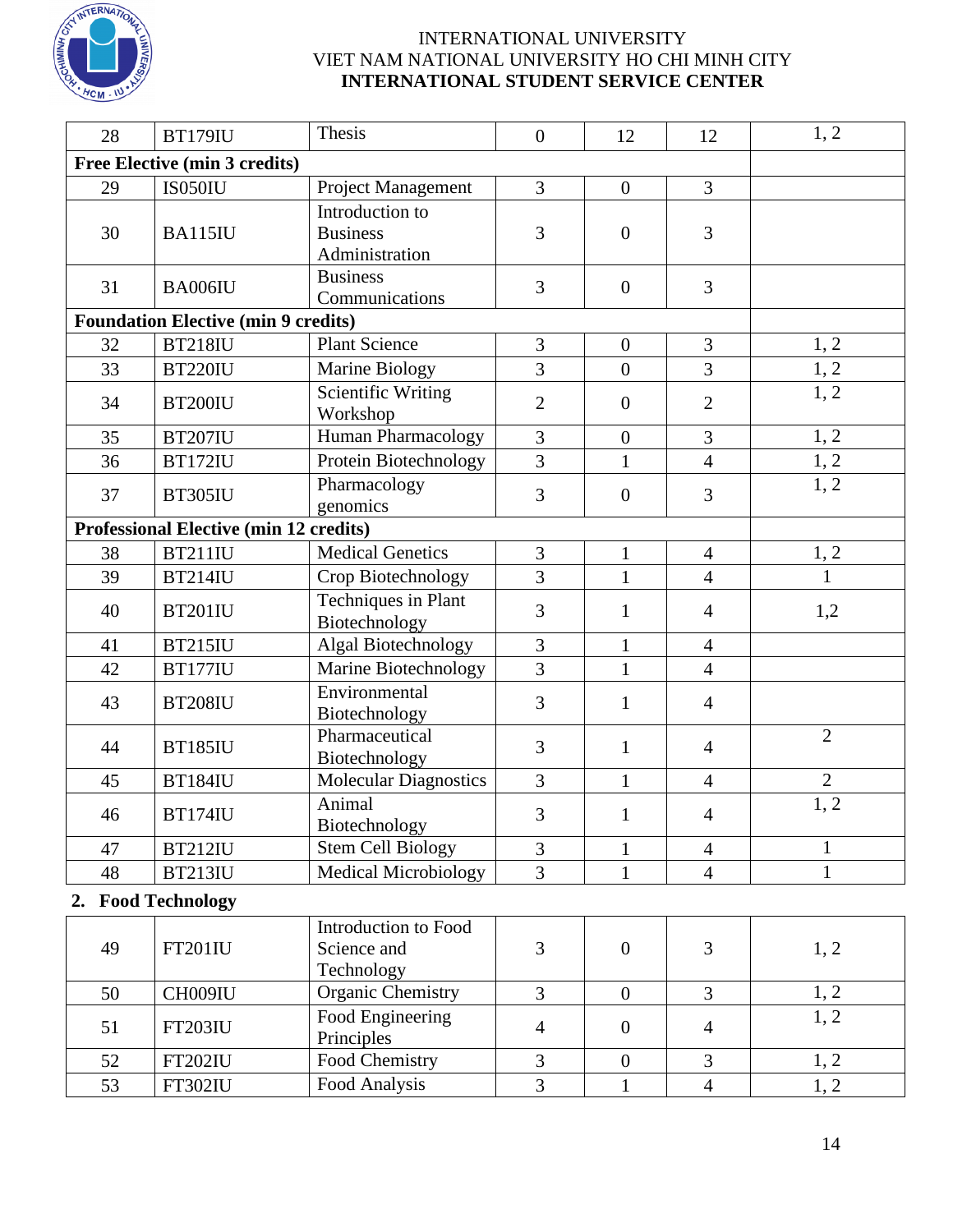INTERNATIONAL UNIVERSITY
VIET NAM NATIONAL UNIVERSITY HO CHI MINH CITY
**INTERNATIONAL STUDENT SERVICE CENTER**

| | | | | | | |
|---|---|---|---|---|---|---|
| 28 | BT179IU | Thesis | 0 | 12 | 12 | 1, 2 |
| **Free Elective (min 3 credits)** | | | | | | |
| 29 | IS050IU | Project Management | 3 | 0 | 3 | |
| 30 | BA115IU | Introduction to Business Administration | 3 | 0 | 3 | |
| 31 | BA006IU | Business Communications | 3 | 0 | 3 | |
| **Foundation Elective (min 9 credits)** | | | | | | |
| 32 | BT218IU | Plant Science | 3 | 0 | 3 | 1, 2 |
| 33 | BT220IU | Marine Biology | 3 | 0 | 3 | 1, 2 |
| 34 | BT200IU | Scientific Writing Workshop | 2 | 0 | 2 | 1, 2 |
| 35 | BT207IU | Human Pharmacology | 3 | 0 | 3 | 1, 2 |
| 36 | BT172IU | Protein Biotechnology | 3 | 1 | 4 | 1, 2 |
| 37 | BT305IU | Pharmacology genomics | 3 | 0 | 3 | 1, 2 |
| **Professional Elective (min 12 credits)** | | | | | | |
| 38 | BT211IU | Medical Genetics | 3 | 1 | 4 | 1, 2 |
| 39 | BT214IU | Crop Biotechnology | 3 | 1 | 4 | 1 |
| 40 | BT201IU | Techniques in Plant Biotechnology | 3 | 1 | 4 | 1,2 |
| 41 | BT215IU | Algal Biotechnology | 3 | 1 | 4 | |
| 42 | BT177IU | Marine Biotechnology | 3 | 1 | 4 | |
| 43 | BT208IU | Environmental Biotechnology | 3 | 1 | 4 | |
| 44 | BT185IU | Pharmaceutical Biotechnology | 3 | 1 | 4 | 2 |
| 45 | BT184IU | Molecular Diagnostics | 3 | 1 | 4 | 2 |
| 46 | BT174IU | Animal Biotechnology | 3 | 1 | 4 | 1, 2 |
| 47 | BT212IU | Stem Cell Biology | 3 | 1 | 4 | 1 |
| 48 | BT213IU | Medical Microbiology | 3 | 1 | 4 | 1 |

**2. Food Technology**

| | | | | | | |
|---|---|---|---|---|---|---|
| 49 | FT201IU | Introduction to Food Science and Technology | 3 | 0 | 3 | 1, 2 |
| 50 | CH009IU | Organic Chemistry | 3 | 0 | 3 | 1, 2 |
| 51 | FT203IU | Food Engineering Principles | 4 | 0 | 4 | 1, 2 |
| 52 | FT202IU | Food Chemistry | 3 | 0 | 3 | 1, 2 |
| 53 | FT302IU | Food Analysis | 3 | 1 | 4 | 1, 2 |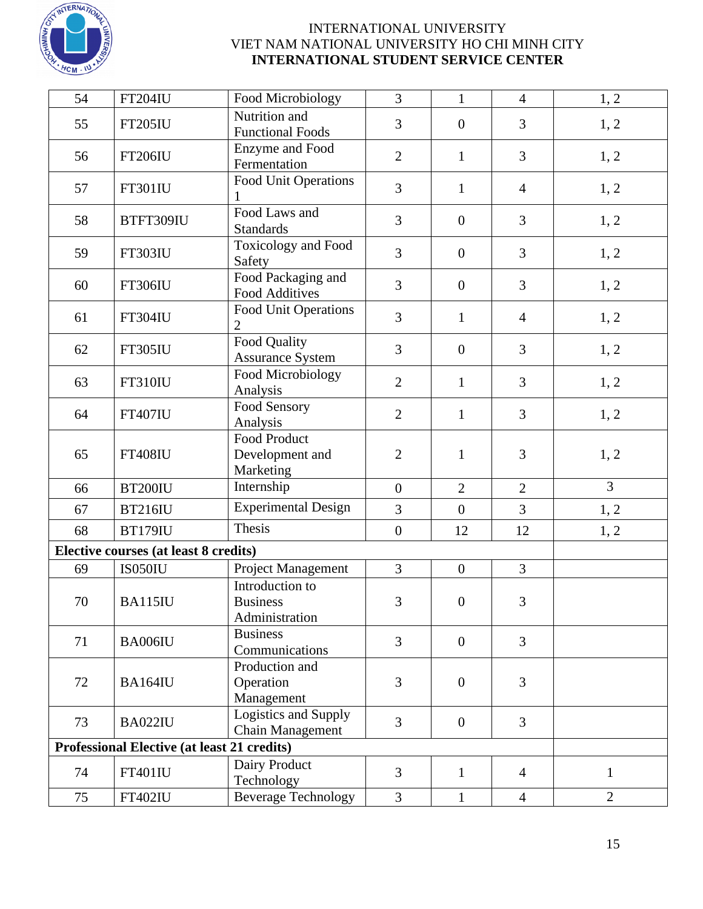INTERNATIONAL UNIVERSITY
VIET NAM NATIONAL UNIVERSITY HO CHI MINH CITY
**INTERNATIONAL STUDENT SERVICE CENTER**

| | | | | | | |
|---|---|---|---|---|---|---|
| 54 | FT204IU | Food Microbiology | 3 | 1 | 4 | 1, 2 |
| 55 | FT205IU | Nutrition and Functional Foods | 3 | 0 | 3 | 1, 2 |
| 56 | FT206IU | Enzyme and Food Fermentation | 2 | 1 | 3 | 1, 2 |
| 57 | FT301IU | Food Unit Operations 1 | 3 | 1 | 4 | 1, 2 |
| 58 | BTFT309IU | Food Laws and Standards | 3 | 0 | 3 | 1, 2 |
| 59 | FT303IU | Toxicology and Food Safety | 3 | 0 | 3 | 1, 2 |
| 60 | FT306IU | Food Packaging and Food Additives | 3 | 0 | 3 | 1, 2 |
| 61 | FT304IU | Food Unit Operations 2 | 3 | 1 | 4 | 1, 2 |
| 62 | FT305IU | Food Quality Assurance System | 3 | 0 | 3 | 1, 2 |
| 63 | FT310IU | Food Microbiology Analysis | 2 | 1 | 3 | 1, 2 |
| 64 | FT407IU | Food Sensory Analysis | 2 | 1 | 3 | 1, 2 |
| 65 | FT408IU | Food Product Development and Marketing | 2 | 1 | 3 | 1, 2 |
| 66 | BT200IU | Internship | 0 | 2 | 2 | 3 |
| 67 | BT216IU | Experimental Design | 3 | 0 | 3 | 1, 2 |
| 68 | BT179IU | Thesis | 0 | 12 | 12 | 1, 2 |
| **Elective courses (at least 8 credits)** | | | | | | |
| 69 | IS050IU | Project Management | 3 | 0 | 3 | |
| 70 | BA115IU | Introduction to Business Administration | 3 | 0 | 3 | |
| 71 | BA006IU | Business Communications | 3 | 0 | 3 | |
| 72 | BA164IU | Production and Operation Management | 3 | 0 | 3 | |
| 73 | BA022IU | Logistics and Supply Chain Management | 3 | 0 | 3 | |
| **Professional Elective (at least 21 credits)** | | | | | | |
| 74 | FT401IU | Dairy Product Technology | 3 | 1 | 4 | 1 |
| 75 | FT402IU | Beverage Technology | 3 | 1 | 4 | 2 |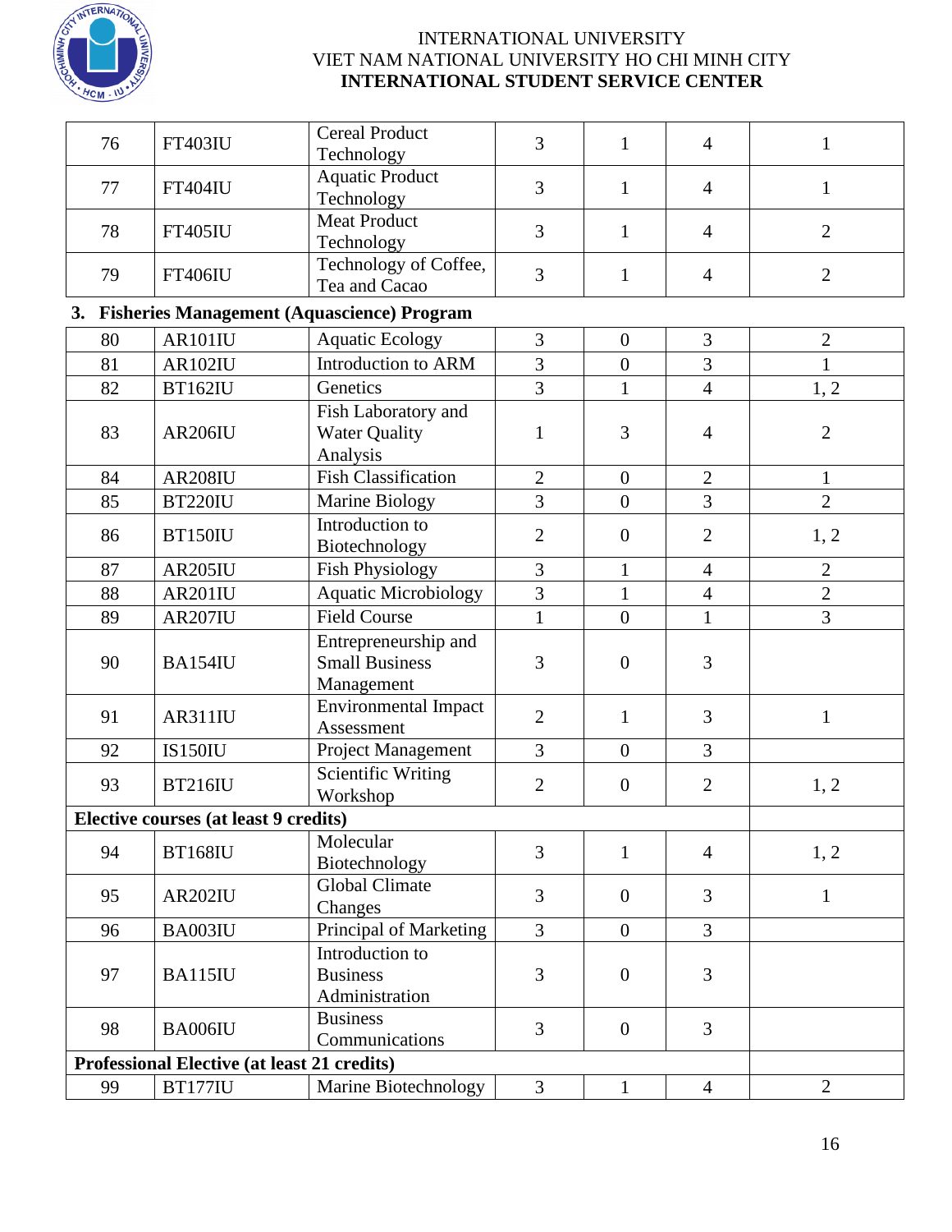| 76 | FT403IU | Cereal Product Technology | 3 | 1 | 4 | 1 |
|---|---|---|---|---|---|---|
| 77 | FT404IU | Aquatic Product Technology | 3 | 1 | 4 | 1 |
| 78 | FT405IU | Meat Product Technology | 3 | 1 | 4 | 2 |
| 79 | FT406IU | Technology of Coffee, Tea and Cacao | 3 | 1 | 4 | 2 |

**3. Fisheries Management (Aquascience) Program**

| 80 | AR101IU | Aquatic Ecology | 3 | 0 | 3 | 2 |
|---|---|---|---|---|---|---|
| 81 | AR102IU | Introduction to ARM | 3 | 0 | 3 | 1 |
| 82 | BT162IU | Genetics | 3 | 1 | 4 | 1, 2 |
| 83 | AR206IU | Fish Laboratory and Water Quality Analysis | 1 | 3 | 4 | 2 |
| 84 | AR208IU | Fish Classification | 2 | 0 | 2 | 1 |
| 85 | BT220IU | Marine Biology | 3 | 0 | 3 | 2 |
| 86 | BT150IU | Introduction to Biotechnology | 2 | 0 | 2 | 1, 2 |
| 87 | AR205IU | Fish Physiology | 3 | 1 | 4 | 2 |
| 88 | AR201IU | Aquatic Microbiology | 3 | 1 | 4 | 2 |
| 89 | AR207IU | Field Course | 1 | 0 | 1 | 3 |
| 90 | BA154IU | Entrepreneurship and Small Business Management | 3 | 0 | 3 | |
| 91 | AR311IU | Environmental Impact Assessment | 2 | 1 | 3 | 1 |
| 92 | IS150IU | Project Management | 3 | 0 | 3 | |
| 93 | BT216IU | Scientific Writing Workshop | 2 | 0 | 2 | 1, 2 |
| **Elective courses (at least 9 credits)** | | | | | | |
| 94 | BT168IU | Molecular Biotechnology | 3 | 1 | 4 | 1, 2 |
| 95 | AR202IU | Global Climate Changes | 3 | 0 | 3 | 1 |
| 96 | BA003IU | Principal of Marketing | 3 | 0 | 3 | |
| 97 | BA115IU | Introduction to Business Administration | 3 | 0 | 3 | |
| 98 | BA006IU | Business Communications | 3 | 0 | 3 | |
| **Professional Elective (at least 21 credits)** | | | | | | |
| 99 | BT177IU | Marine Biotechnology | 3 | 1 | 4 | 2 |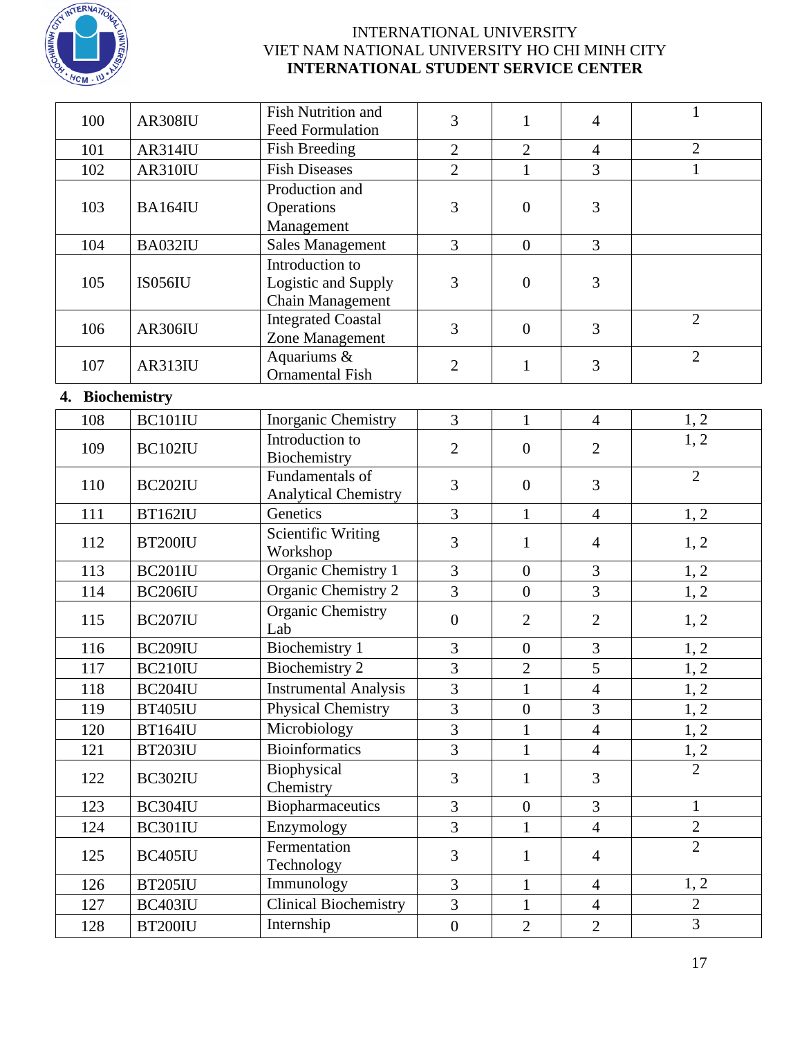| 100 | AR308IU | Fish Nutrition and Feed Formulation | 3 | 1 | 4 | 1 |
|---|---|---|---|---|---|---|
| 101 | AR314IU | Fish Breeding | 2 | 2 | 4 | 2 |
| 102 | AR310IU | Fish Diseases | 2 | 1 | 3 | 1 |
| 103 | BA164IU | Production and Operations Management | 3 | 0 | 3 | |
| 104 | BA032IU | Sales Management | 3 | 0 | 3 | |
| 105 | IS056IU | Introduction to Logistic and Supply Chain Management | 3 | 0 | 3 | |
| 106 | AR306IU | Integrated Coastal Zone Management | 3 | 0 | 3 | 2 |
| 107 | AR313IU | Aquariums & Ornamental Fish | 2 | 1 | 3 | 2 |

**4. Biochemistry**

| 108 | BC101IU | Inorganic Chemistry | 3 | 1 | 4 | 1, 2 |
|---|---|---|---|---|---|---|
| 109 | BC102IU | Introduction to Biochemistry | 2 | 0 | 2 | 1, 2 |
| 110 | BC202IU | Fundamentals of Analytical Chemistry | 3 | 0 | 3 | 2 |
| 111 | BT162IU | Genetics | 3 | 1 | 4 | 1, 2 |
| 112 | BT200IU | Scientific Writing Workshop | 3 | 1 | 4 | 1, 2 |
| 113 | BC201IU | Organic Chemistry 1 | 3 | 0 | 3 | 1, 2 |
| 114 | BC206IU | Organic Chemistry 2 | 3 | 0 | 3 | 1, 2 |
| 115 | BC207IU | Organic Chemistry Lab | 0 | 2 | 2 | 1, 2 |
| 116 | BC209IU | Biochemistry 1 | 3 | 0 | 3 | 1, 2 |
| 117 | BC210IU | Biochemistry 2 | 3 | 2 | 5 | 1, 2 |
| 118 | BC204IU | Instrumental Analysis | 3 | 1 | 4 | 1, 2 |
| 119 | BT405IU | Physical Chemistry | 3 | 0 | 3 | 1, 2 |
| 120 | BT164IU | Microbiology | 3 | 1 | 4 | 1, 2 |
| 121 | BT203IU | Bioinformatics | 3 | 1 | 4 | 1, 2 |
| 122 | BC302IU | Biophysical Chemistry | 3 | 1 | 3 | 2 |
| 123 | BC304IU | Biopharmaceutics | 3 | 0 | 3 | 1 |
| 124 | BC301IU | Enzymology | 3 | 1 | 4 | 2 |
| 125 | BC405IU | Fermentation Technology | 3 | 1 | 4 | 2 |
| 126 | BT205IU | Immunology | 3 | 1 | 4 | 1, 2 |
| 127 | BC403IU | Clinical Biochemistry | 3 | 1 | 4 | 2 |
| 128 | BT200IU | Internship | 0 | 2 | 2 | 3 |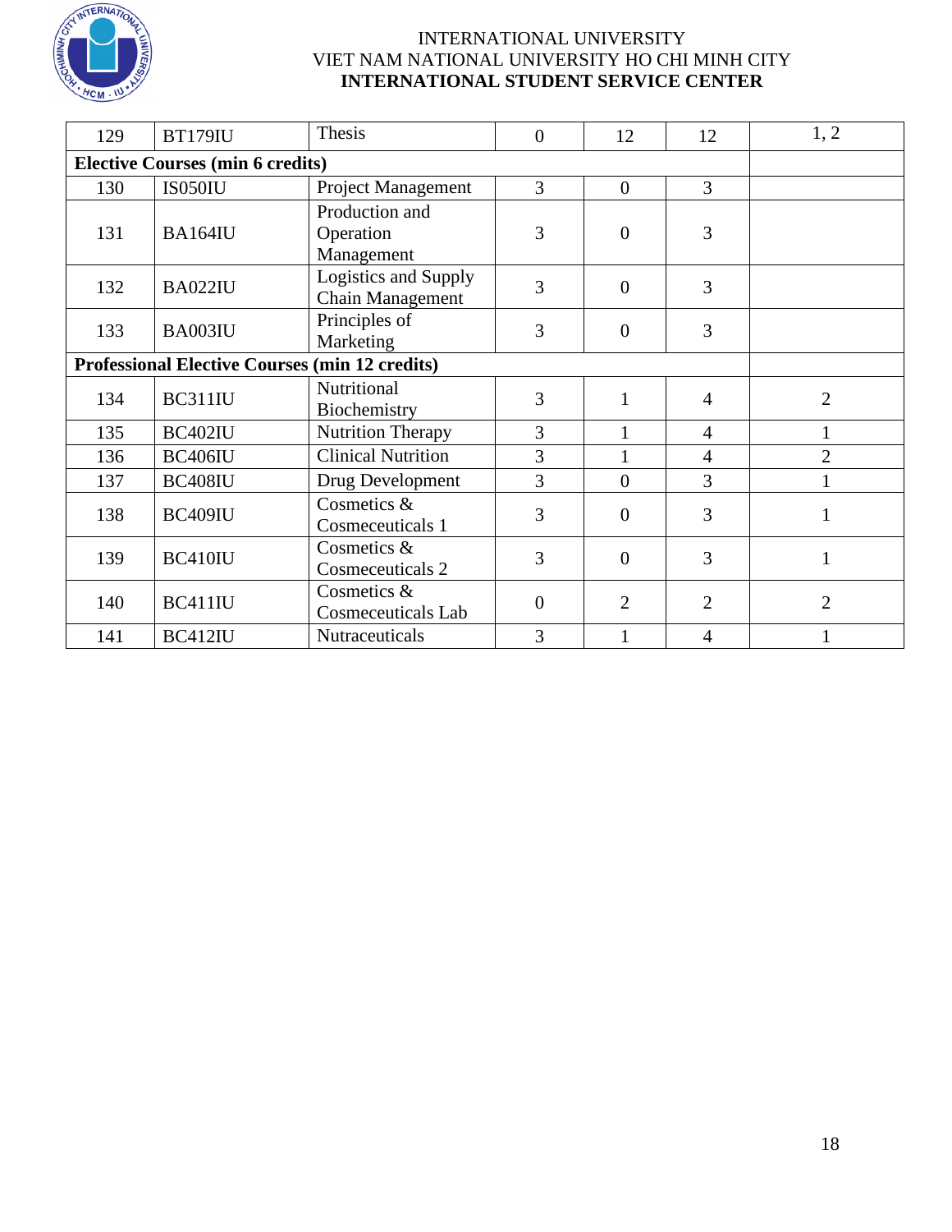| | | | | | | |
|---|---|---|---|---|---|---|
| 129 | BT179IU | Thesis | 0 | 12 | 12 | 1, 2 |
| **Elective Courses (min 6 credits)** | | | | | | |
| 130 | IS050IU | Project Management | 3 | 0 | 3 | |
| 131 | BA164IU | Production and Operation Management | 3 | 0 | 3 | |
| 132 | BA022IU | Logistics and Supply Chain Management | 3 | 0 | 3 | |
| 133 | BA003IU | Principles of Marketing | 3 | 0 | 3 | |
| **Professional Elective Courses (min 12 credits)** | | | | | | |
| 134 | BC311IU | Nutritional Biochemistry | 3 | 1 | 4 | 2 |
| 135 | BC402IU | Nutrition Therapy | 3 | 1 | 4 | 1 |
| 136 | BC406IU | Clinical Nutrition | 3 | 1 | 4 | 2 |
| 137 | BC408IU | Drug Development | 3 | 0 | 3 | 1 |
| 138 | BC409IU | Cosmetics & Cosmeceuticals 1 | 3 | 0 | 3 | 1 |
| 139 | BC410IU | Cosmetics & Cosmeceuticals 2 | 3 | 0 | 3 | 1 |
| 140 | BC411IU | Cosmetics & Cosmeceuticals Lab | 0 | 2 | 2 | 2 |
| 141 | BC412IU | Nutraceuticals | 3 | 1 | 4 | 1 |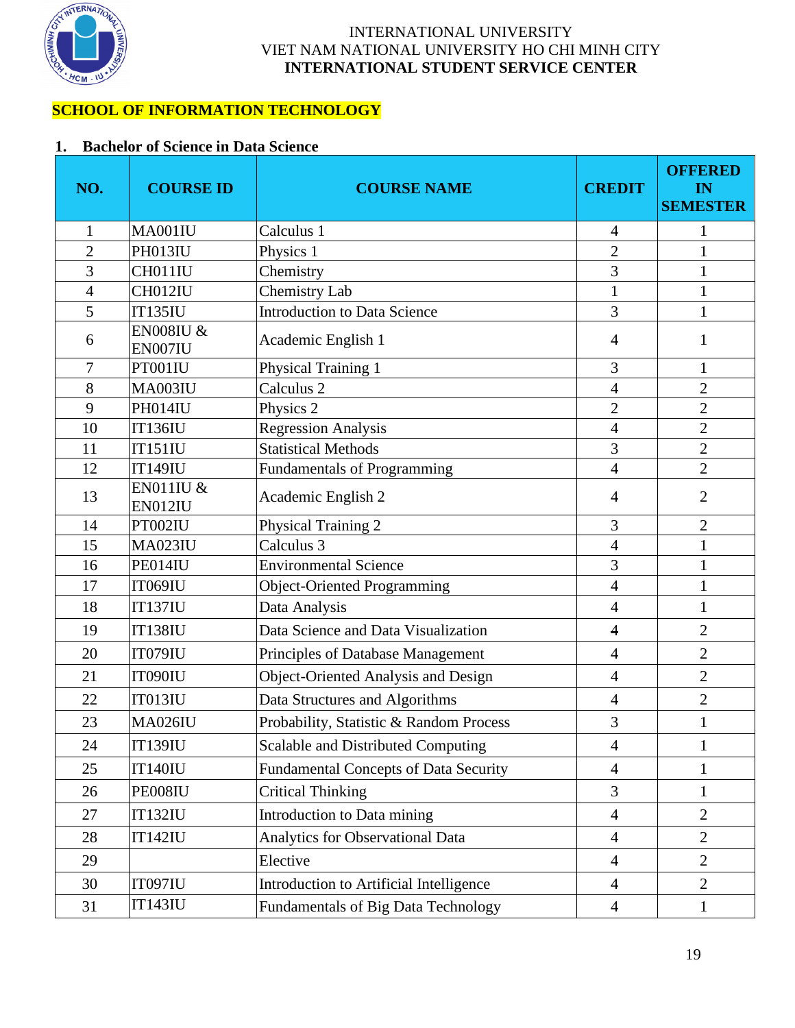INTERNATIONAL UNIVERSITY
VIET NAM NATIONAL UNIVERSITY HO CHI MINH CITY
**INTERNATIONAL STUDENT SERVICE CENTER**

## SCHOOL OF INFORMATION TECHNOLOGY

### 1. Bachelor of Science in Data Science

| NO. | COURSE ID | COURSE NAME | CREDIT | OFFERED IN SEMESTER |
|---|---|---|---|---|
| 1 | MA001IU | Calculus 1 | 4 | 1 |
| 2 | PH013IU | Physics 1 | 2 | 1 |
| 3 | CH011IU | Chemistry | 3 | 1 |
| 4 | CH012IU | Chemistry Lab | 1 | 1 |
| 5 | IT135IU | Introduction to Data Science | 3 | 1 |
| 6 | EN008IU & EN007IU | Academic English 1 | 4 | 1 |
| 7 | PT001IU | Physical Training 1 | 3 | 1 |
| 8 | MA003IU | Calculus 2 | 4 | 2 |
| 9 | PH014IU | Physics 2 | 2 | 2 |
| 10 | IT136IU | Regression Analysis | 4 | 2 |
| 11 | IT151IU | Statistical Methods | 3 | 2 |
| 12 | IT149IU | Fundamentals of Programming | 4 | 2 |
| 13 | EN011IU & EN012IU | Academic English 2 | 4 | 2 |
| 14 | PT002IU | Physical Training 2 | 3 | 2 |
| 15 | MA023IU | Calculus 3 | 4 | 1 |
| 16 | PE014IU | Environmental Science | 3 | 1 |
| 17 | IT069IU | Object-Oriented Programming | 4 | 1 |
| 18 | IT137IU | Data Analysis | 4 | 1 |
| 19 | IT138IU | Data Science and Data Visualization | 4 | 2 |
| 20 | IT079IU | Principles of Database Management | 4 | 2 |
| 21 | IT090IU | Object-Oriented Analysis and Design | 4 | 2 |
| 22 | IT013IU | Data Structures and Algorithms | 4 | 2 |
| 23 | MA026IU | Probability, Statistic & Random Process | 3 | 1 |
| 24 | IT139IU | Scalable and Distributed Computing | 4 | 1 |
| 25 | IT140IU | Fundamental Concepts of Data Security | 4 | 1 |
| 26 | PE008IU | Critical Thinking | 3 | 1 |
| 27 | IT132IU | Introduction to Data mining | 4 | 2 |
| 28 | IT142IU | Analytics for Observational Data | 4 | 2 |
| 29 | | Elective | 4 | 2 |
| 30 | IT097IU | Introduction to Artificial Intelligence | 4 | 2 |
| 31 | IT143IU | Fundamentals of Big Data Technology | 4 | 1 |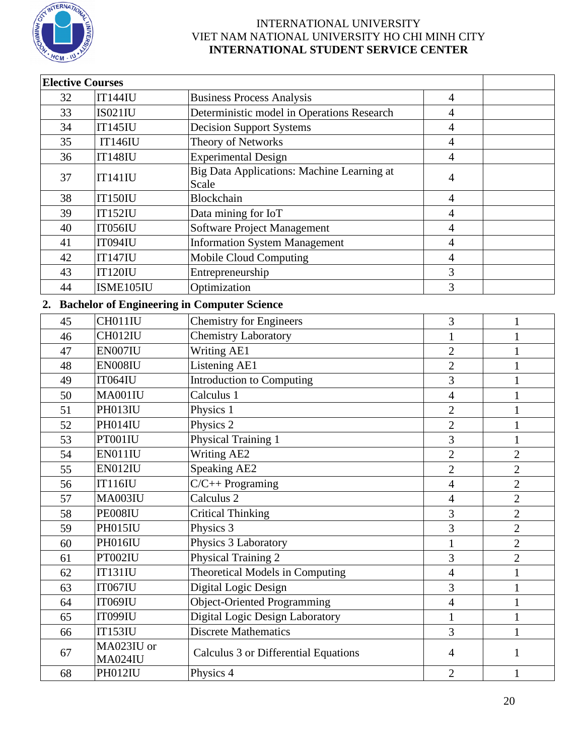| Elective Courses | | | | |
|---|---|---|---|---|
| 32 | IT144IU | Business Process Analysis | 4 | |
| 33 | IS021IU | Deterministic model in Operations Research | 4 | |
| 34 | IT145IU | Decision Support Systems | 4 | |
| 35 | IT146IU | Theory of Networks | 4 | |
| 36 | IT148IU | Experimental Design | 4 | |
| 37 | IT141IU | Big Data Applications: Machine Learning at Scale | 4 | |
| 38 | IT150IU | Blockchain | 4 | |
| 39 | IT152IU | Data mining for IoT | 4 | |
| 40 | IT056IU | Software Project Management | 4 | |
| 41 | IT094IU | Information System Management | 4 | |
| 42 | IT147IU | Mobile Cloud Computing | 4 | |
| 43 | IT120IU | Entrepreneurship | 3 | |
| 44 | ISME105IU | Optimization | 3 | |

**2. Bachelor of Engineering in Computer Science**

| | | | | |
|---|---|---|---|---|
| 45 | CH011IU | Chemistry for Engineers | 3 | 1 |
| 46 | CH012IU | Chemistry Laboratory | 1 | 1 |
| 47 | EN007IU | Writing AE1 | 2 | 1 |
| 48 | EN008IU | Listening AE1 | 2 | 1 |
| 49 | IT064IU | Introduction to Computing | 3 | 1 |
| 50 | MA001IU | Calculus 1 | 4 | 1 |
| 51 | PH013IU | Physics 1 | 2 | 1 |
| 52 | PH014IU | Physics 2 | 2 | 1 |
| 53 | PT001IU | Physical Training 1 | 3 | 1 |
| 54 | EN011IU | Writing AE2 | 2 | 2 |
| 55 | EN012IU | Speaking AE2 | 2 | 2 |
| 56 | IT116IU | C/C++ Programing | 4 | 2 |
| 57 | MA003IU | Calculus 2 | 4 | 2 |
| 58 | PE008IU | Critical Thinking | 3 | 2 |
| 59 | PH015IU | Physics 3 | 3 | 2 |
| 60 | PH016IU | Physics 3 Laboratory | 1 | 2 |
| 61 | PT002IU | Physical Training 2 | 3 | 2 |
| 62 | IT131IU | Theoretical Models in Computing | 4 | 1 |
| 63 | IT067IU | Digital Logic Design | 3 | 1 |
| 64 | IT069IU | Object-Oriented Programming | 4 | 1 |
| 65 | IT099IU | Digital Logic Design Laboratory | 1 | 1 |
| 66 | IT153IU | Discrete Mathematics | 3 | 1 |
| 67 | MA023IU or MA024IU | Calculus 3 or Differential Equations | 4 | 1 |
| 68 | PH012IU | Physics 4 | 2 | 1 |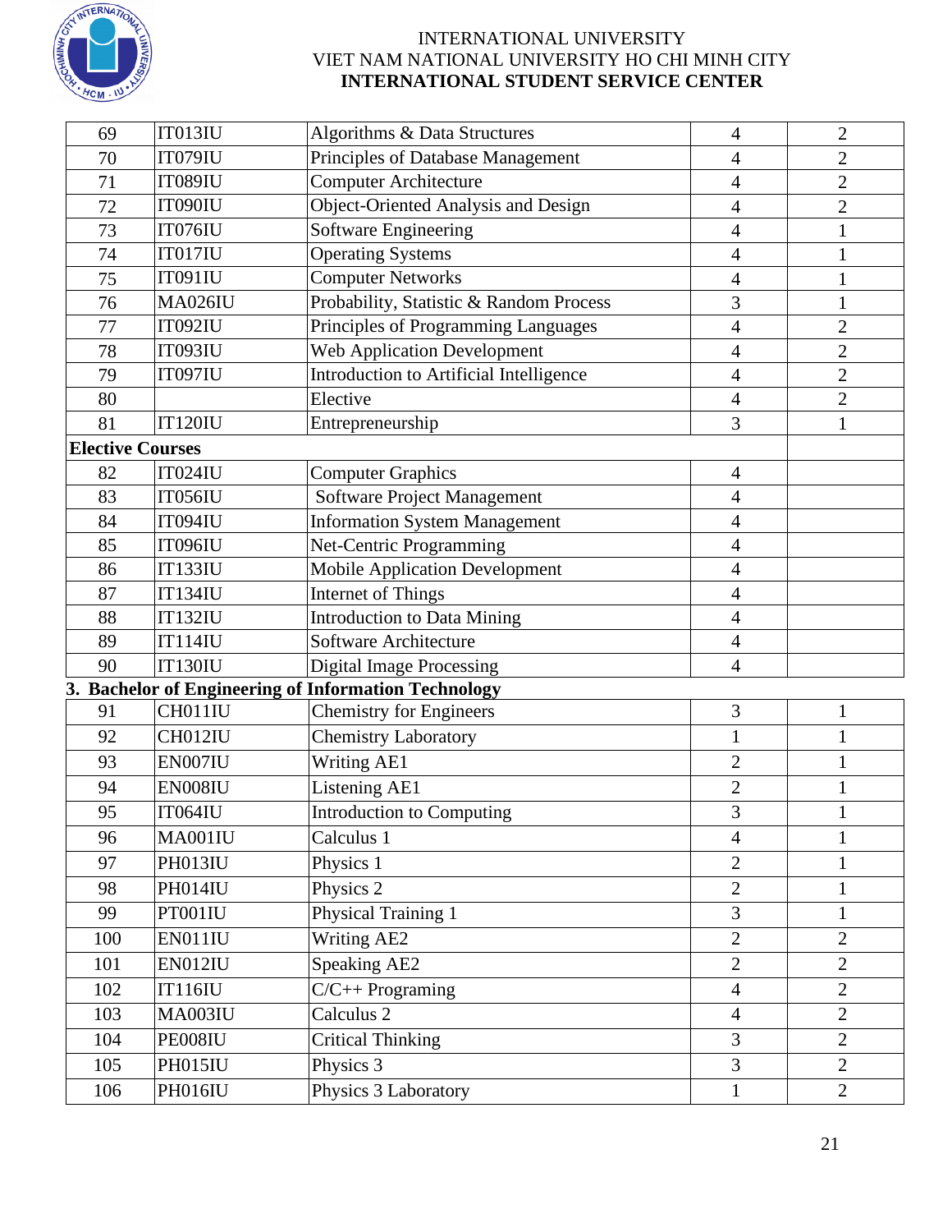| 69 | IT013IU | Algorithms & Data Structures | 4 | 2 |
|---|---|---|---|---|
| 70 | IT079IU | Principles of Database Management | 4 | 2 |
| 71 | IT089IU | Computer Architecture | 4 | 2 |
| 72 | IT090IU | Object-Oriented Analysis and Design | 4 | 2 |
| 73 | IT076IU | Software Engineering | 4 | 1 |
| 74 | IT017IU | Operating Systems | 4 | 1 |
| 75 | IT091IU | Computer Networks | 4 | 1 |
| 76 | MA026IU | Probability, Statistic & Random Process | 3 | 1 |
| 77 | IT092IU | Principles of Programming Languages | 4 | 2 |
| 78 | IT093IU | Web Application Development | 4 | 2 |
| 79 | IT097IU | Introduction to Artificial Intelligence | 4 | 2 |
| 80 | | Elective | 4 | 2 |
| 81 | IT120IU | Entrepreneurship | 3 | 1 |
| **Elective Courses** | | | | |
| 82 | IT024IU | Computer Graphics | 4 | |
| 83 | IT056IU | Software Project Management | 4 | |
| 84 | IT094IU | Information System Management | 4 | |
| 85 | IT096IU | Net-Centric Programming | 4 | |
| 86 | IT133IU | Mobile Application Development | 4 | |
| 87 | IT134IU | Internet of Things | 4 | |
| 88 | IT132IU | Introduction to Data Mining | 4 | |
| 89 | IT114IU | Software Architecture | 4 | |
| 90 | IT130IU | Digital Image Processing | 4 | |

**3. Bachelor of Engineering of Information Technology**

| 91 | CH011IU | Chemistry for Engineers | 3 | 1 |
|---|---|---|---|---|
| 92 | CH012IU | Chemistry Laboratory | 1 | 1 |
| 93 | EN007IU | Writing AE1 | 2 | 1 |
| 94 | EN008IU | Listening AE1 | 2 | 1 |
| 95 | IT064IU | Introduction to Computing | 3 | 1 |
| 96 | MA001IU | Calculus 1 | 4 | 1 |
| 97 | PH013IU | Physics 1 | 2 | 1 |
| 98 | PH014IU | Physics 2 | 2 | 1 |
| 99 | PT001IU | Physical Training 1 | 3 | 1 |
| 100 | EN011IU | Writing AE2 | 2 | 2 |
| 101 | EN012IU | Speaking AE2 | 2 | 2 |
| 102 | IT116IU | C/C++ Programing | 4 | 2 |
| 103 | MA003IU | Calculus 2 | 4 | 2 |
| 104 | PE008IU | Critical Thinking | 3 | 2 |
| 105 | PH015IU | Physics 3 | 3 | 2 |
| 106 | PH016IU | Physics 3 Laboratory | 1 | 2 |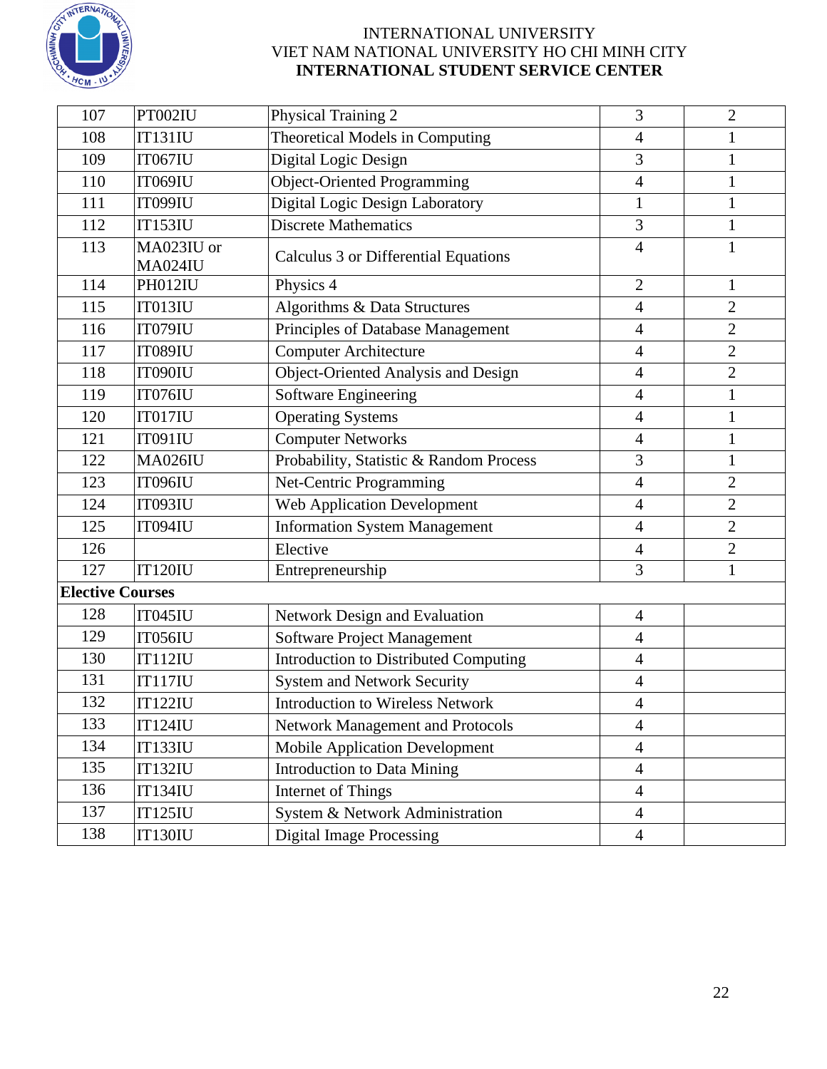INTERNATIONAL UNIVERSITY
VIET NAM NATIONAL UNIVERSITY HO CHI MINH CITY
**INTERNATIONAL STUDENT SERVICE CENTER**

| | | | | |
|---|---|---|---|---|
| 107 | PT002IU | Physical Training 2 | 3 | 2 |
| 108 | IT131IU | Theoretical Models in Computing | 4 | 1 |
| 109 | IT067IU | Digital Logic Design | 3 | 1 |
| 110 | IT069IU | Object-Oriented Programming | 4 | 1 |
| 111 | IT099IU | Digital Logic Design Laboratory | 1 | 1 |
| 112 | IT153IU | Discrete Mathematics | 3 | 1 |
| 113 | MA023IU or MA024IU | Calculus 3 or Differential Equations | 4 | 1 |
| 114 | PH012IU | Physics 4 | 2 | 1 |
| 115 | IT013IU | Algorithms & Data Structures | 4 | 2 |
| 116 | IT079IU | Principles of Database Management | 4 | 2 |
| 117 | IT089IU | Computer Architecture | 4 | 2 |
| 118 | IT090IU | Object-Oriented Analysis and Design | 4 | 2 |
| 119 | IT076IU | Software Engineering | 4 | 1 |
| 120 | IT017IU | Operating Systems | 4 | 1 |
| 121 | IT091IU | Computer Networks | 4 | 1 |
| 122 | MA026IU | Probability, Statistic & Random Process | 3 | 1 |
| 123 | IT096IU | Net-Centric Programming | 4 | 2 |
| 124 | IT093IU | Web Application Development | 4 | 2 |
| 125 | IT094IU | Information System Management | 4 | 2 |
| 126 | | Elective | 4 | 2 |
| 127 | IT120IU | Entrepreneurship | 3 | 1 |
| **Elective Courses** | | | | |
| 128 | IT045IU | Network Design and Evaluation | 4 | |
| 129 | IT056IU | Software Project Management | 4 | |
| 130 | IT112IU | Introduction to Distributed Computing | 4 | |
| 131 | IT117IU | System and Network Security | 4 | |
| 132 | IT122IU | Introduction to Wireless Network | 4 | |
| 133 | IT124IU | Network Management and Protocols | 4 | |
| 134 | IT133IU | Mobile Application Development | 4 | |
| 135 | IT132IU | Introduction to Data Mining | 4 | |
| 136 | IT134IU | Internet of Things | 4 | |
| 137 | IT125IU | System & Network Administration | 4 | |
| 138 | IT130IU | Digital Image Processing | 4 | |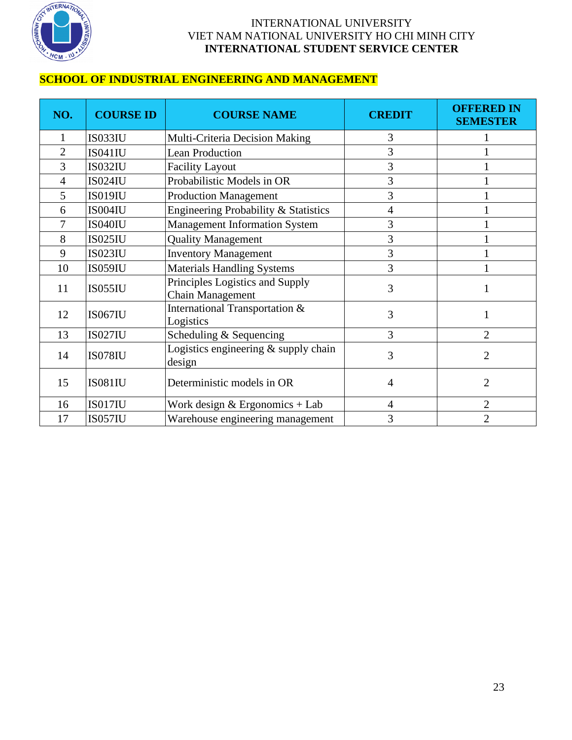INTERNATIONAL UNIVERSITY
VIET NAM NATIONAL UNIVERSITY HO CHI MINH CITY
**INTERNATIONAL STUDENT SERVICE CENTER**

## SCHOOL OF INDUSTRIAL ENGINEERING AND MANAGEMENT

| NO. | COURSE ID | COURSE NAME | CREDIT | OFFERED IN SEMESTER |
|---|---|---|---|---|
| 1 | IS033IU | Multi-Criteria Decision Making | 3 | 1 |
| 2 | IS041IU | Lean Production | 3 | 1 |
| 3 | IS032IU | Facility Layout | 3 | 1 |
| 4 | IS024IU | Probabilistic Models in OR | 3 | 1 |
| 5 | IS019IU | Production Management | 3 | 1 |
| 6 | IS004IU | Engineering Probability & Statistics | 4 | 1 |
| 7 | IS040IU | Management Information System | 3 | 1 |
| 8 | IS025IU | Quality Management | 3 | 1 |
| 9 | IS023IU | Inventory Management | 3 | 1 |
| 10 | IS059IU | Materials Handling Systems | 3 | 1 |
| 11 | IS055IU | Principles Logistics and Supply Chain Management | 3 | 1 |
| 12 | IS067IU | International Transportation & Logistics | 3 | 1 |
| 13 | IS027IU | Scheduling & Sequencing | 3 | 2 |
| 14 | IS078IU | Logistics engineering & supply chain design | 3 | 2 |
| 15 | IS081IU | Deterministic models in OR | 4 | 2 |
| 16 | IS017IU | Work design & Ergonomics + Lab | 4 | 2 |
| 17 | IS057IU | Warehouse engineering management | 3 | 2 |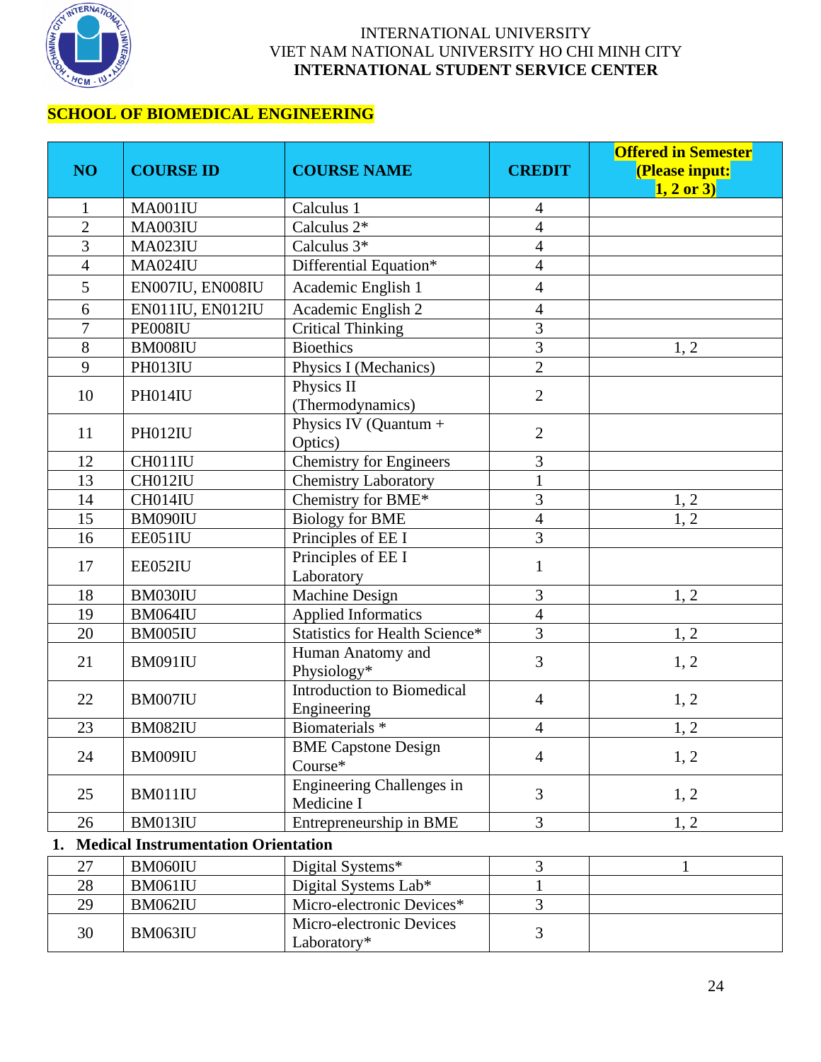INTERNATIONAL UNIVERSITY
VIET NAM NATIONAL UNIVERSITY HO CHI MINH CITY
**INTERNATIONAL STUDENT SERVICE CENTER**

## SCHOOL OF BIOMEDICAL ENGINEERING

| NO | COURSE ID | COURSE NAME | CREDIT | Offered in Semester (Please input: 1, 2 or 3) |
|---|---|---|---|---|
| 1 | MA001IU | Calculus 1 | 4 | |
| 2 | MA003IU | Calculus 2* | 4 | |
| 3 | MA023IU | Calculus 3* | 4 | |
| 4 | MA024IU | Differential Equation* | 4 | |
| 5 | EN007IU, EN008IU | Academic English 1 | 4 | |
| 6 | EN011IU, EN012IU | Academic English 2 | 4 | |
| 7 | PE008IU | Critical Thinking | 3 | |
| 8 | BM008IU | Bioethics | 3 | 1, 2 |
| 9 | PH013IU | Physics I (Mechanics) | 2 | |
| 10 | PH014IU | Physics II (Thermodynamics) | 2 | |
| 11 | PH012IU | Physics IV (Quantum + Optics) | 2 | |
| 12 | CH011IU | Chemistry for Engineers | 3 | |
| 13 | CH012IU | Chemistry Laboratory | 1 | |
| 14 | CH014IU | Chemistry for BME* | 3 | 1, 2 |
| 15 | BM090IU | Biology for BME | 4 | 1, 2 |
| 16 | EE051IU | Principles of EE I | 3 | |
| 17 | EE052IU | Principles of EE I Laboratory | 1 | |
| 18 | BM030IU | Machine Design | 3 | 1, 2 |
| 19 | BM064IU | Applied Informatics | 4 | |
| 20 | BM005IU | Statistics for Health Science* | 3 | 1, 2 |
| 21 | BM091IU | Human Anatomy and Physiology* | 3 | 1, 2 |
| 22 | BM007IU | Introduction to Biomedical Engineering | 4 | 1, 2 |
| 23 | BM082IU | Biomaterials * | 4 | 1, 2 |
| 24 | BM009IU | BME Capstone Design Course* | 4 | 1, 2 |
| 25 | BM011IU | Engineering Challenges in Medicine I | 3 | 1, 2 |
| 26 | BM013IU | Entrepreneurship in BME | 3 | 1, 2 |

**1. Medical Instrumentation Orientation**

| NO | COURSE ID | COURSE NAME | CREDIT | Offered in Semester (Please input: 1, 2 or 3) |
|---|---|---|---|---|
| 27 | BM060IU | Digital Systems* | 3 | 1 |
| 28 | BM061IU | Digital Systems Lab* | 1 | |
| 29 | BM062IU | Micro-electronic Devices* | 3 | |
| 30 | BM063IU | Micro-electronic Devices Laboratory* | 3 | |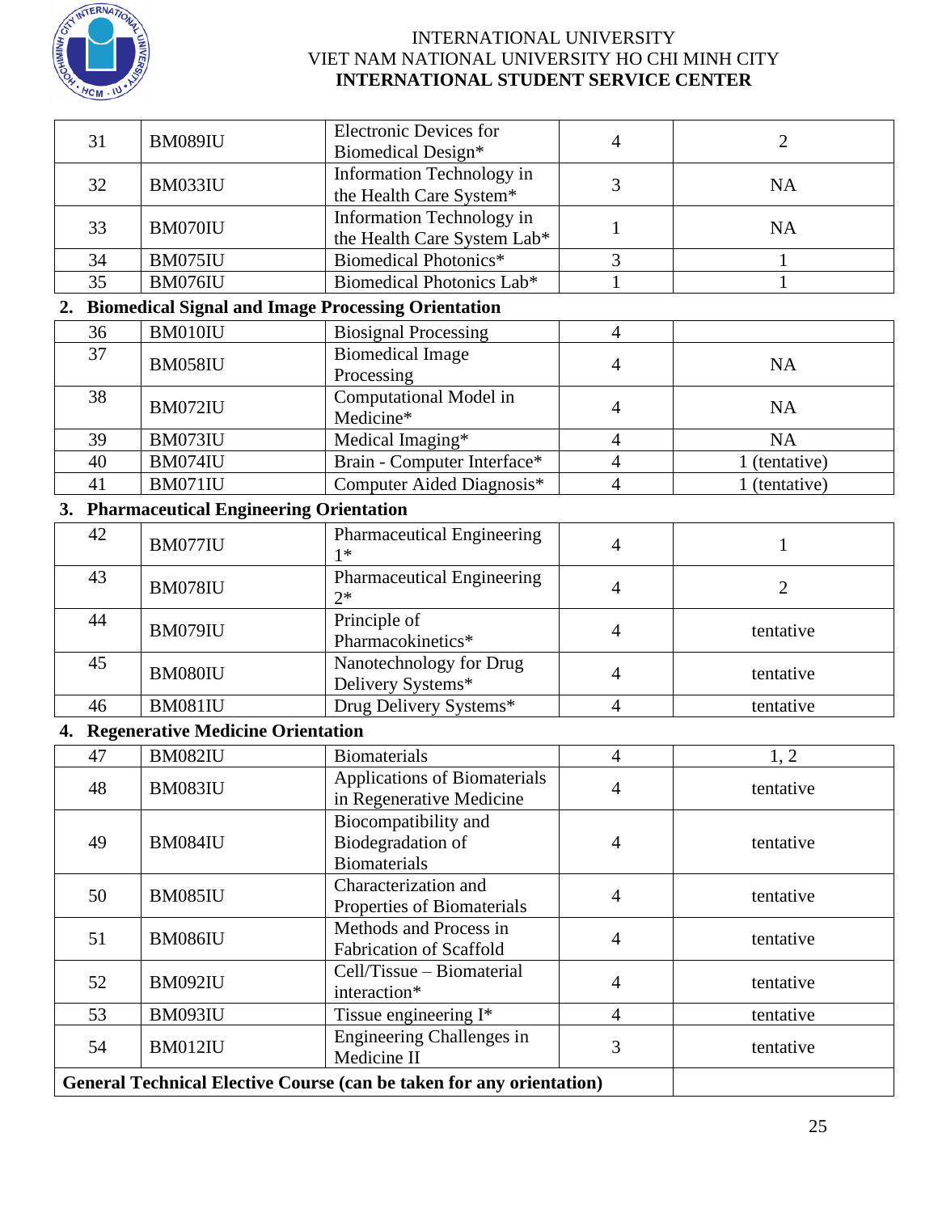| | | | | |
|---|---|---|---|---|
| 31 | BM089IU | Electronic Devices for Biomedical Design* | 4 | 2 |
| 32 | BM033IU | Information Technology in the Health Care System* | 3 | NA |
| 33 | BM070IU | Information Technology in the Health Care System Lab* | 1 | NA |
| 34 | BM075IU | Biomedical Photonics* | 3 | 1 |
| 35 | BM076IU | Biomedical Photonics Lab* | 1 | 1 |

**2. Biomedical Signal and Image Processing Orientation**

| | | | | |
|---|---|---|---|---|
| 36 | BM010IU | Biosignal Processing | 4 | |
| 37 | BM058IU | Biomedical Image Processing | 4 | NA |
| 38 | BM072IU | Computational Model in Medicine* | 4 | NA |
| 39 | BM073IU | Medical Imaging* | 4 | NA |
| 40 | BM074IU | Brain - Computer Interface* | 4 | 1 (tentative) |
| 41 | BM071IU | Computer Aided Diagnosis* | 4 | 1 (tentative) |

**3. Pharmaceutical Engineering Orientation**

| | | | | |
|---|---|---|---|---|
| 42 | BM077IU | Pharmaceutical Engineering 1* | 4 | 1 |
| 43 | BM078IU | Pharmaceutical Engineering 2* | 4 | 2 |
| 44 | BM079IU | Principle of Pharmacokinetics* | 4 | tentative |
| 45 | BM080IU | Nanotechnology for Drug Delivery Systems* | 4 | tentative |
| 46 | BM081IU | Drug Delivery Systems* | 4 | tentative |

**4. Regenerative Medicine Orientation**

| | | | | |
|---|---|---|---|---|
| 47 | BM082IU | Biomaterials | 4 | 1, 2 |
| 48 | BM083IU | Applications of Biomaterials in Regenerative Medicine | 4 | tentative |
| 49 | BM084IU | Biocompatibility and Biodegradation of Biomaterials | 4 | tentative |
| 50 | BM085IU | Characterization and Properties of Biomaterials | 4 | tentative |
| 51 | BM086IU | Methods and Process in Fabrication of Scaffold | 4 | tentative |
| 52 | BM092IU | Cell/Tissue – Biomaterial interaction* | 4 | tentative |
| 53 | BM093IU | Tissue engineering I* | 4 | tentative |
| 54 | BM012IU | Engineering Challenges in Medicine II | 3 | tentative |
| **General Technical Elective Course (can be taken for any orientation)** | | | | |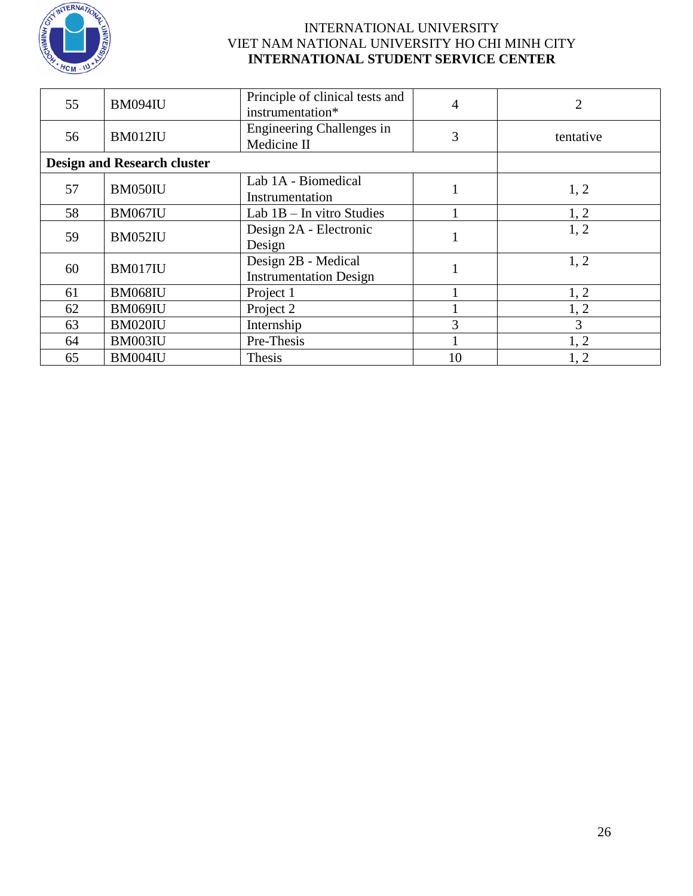| | | | | |
|---|---|---|---|---|
| 55 | BM094IU | Principle of clinical tests and instrumentation* | 4 | 2 |
| 56 | BM012IU | Engineering Challenges in Medicine II | 3 | tentative |
| **Design and Research cluster** | | | | |
| 57 | BM050IU | Lab 1A - Biomedical Instrumentation | 1 | 1, 2 |
| 58 | BM067IU | Lab 1B – In vitro Studies | 1 | 1, 2 |
| 59 | BM052IU | Design 2A - Electronic Design | 1 | 1, 2 |
| 60 | BM017IU | Design 2B - Medical Instrumentation Design | 1 | 1, 2 |
| 61 | BM068IU | Project 1 | 1 | 1, 2 |
| 62 | BM069IU | Project 2 | 1 | 1, 2 |
| 63 | BM020IU | Internship | 3 | 3 |
| 64 | BM003IU | Pre-Thesis | 1 | 1, 2 |
| 65 | BM004IU | Thesis | 10 | 1, 2 |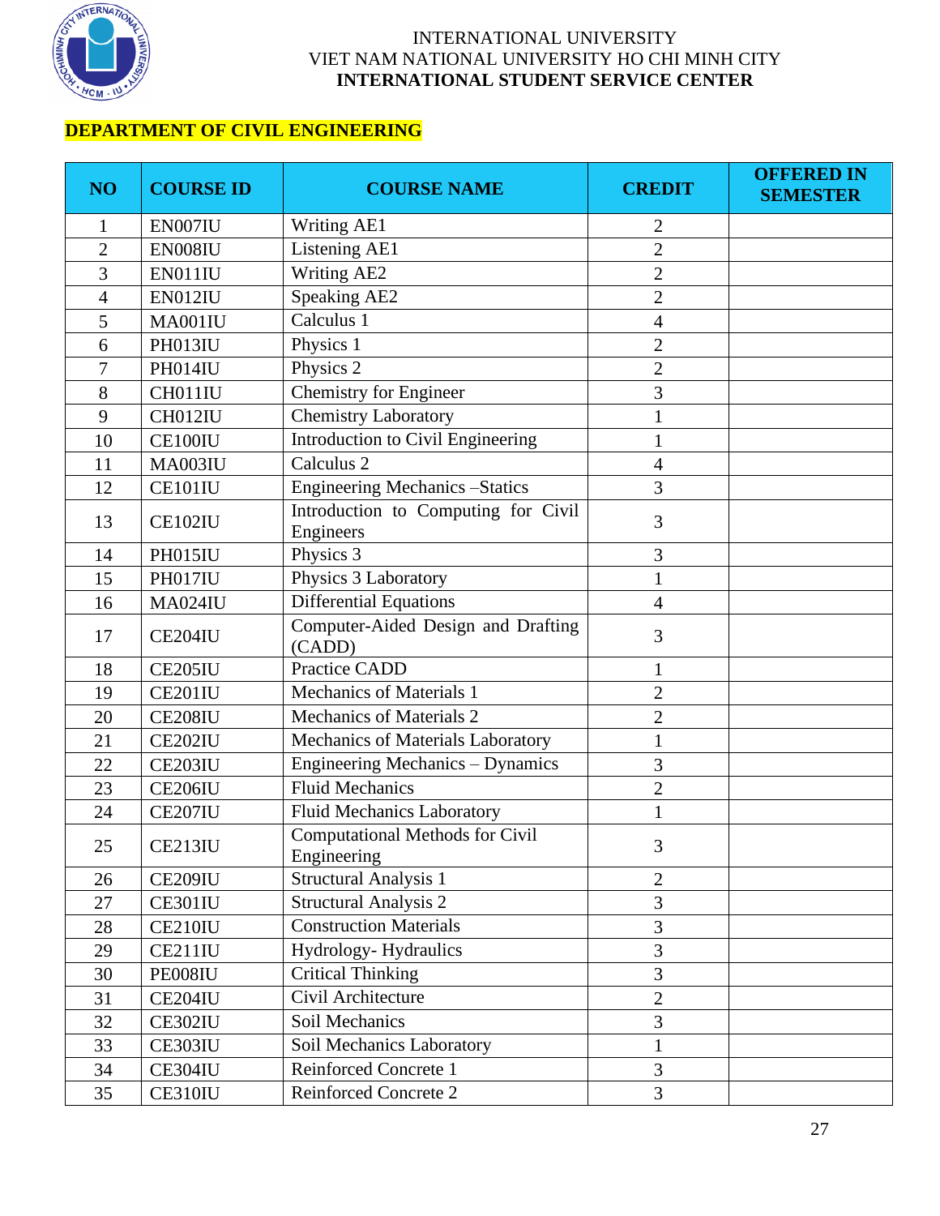INTERNATIONAL UNIVERSITY
VIET NAM NATIONAL UNIVERSITY HO CHI MINH CITY
**INTERNATIONAL STUDENT SERVICE CENTER**

## DEPARTMENT OF CIVIL ENGINEERING

| NO | COURSE ID | COURSE NAME | CREDIT | OFFERED IN SEMESTER |
|---|---|---|---|---|
| 1 | EN007IU | Writing AE1 | 2 | |
| 2 | EN008IU | Listening AE1 | 2 | |
| 3 | EN011IU | Writing AE2 | 2 | |
| 4 | EN012IU | Speaking AE2 | 2 | |
| 5 | MA001IU | Calculus 1 | 4 | |
| 6 | PH013IU | Physics 1 | 2 | |
| 7 | PH014IU | Physics 2 | 2 | |
| 8 | CH011IU | Chemistry for Engineer | 3 | |
| 9 | CH012IU | Chemistry Laboratory | 1 | |
| 10 | CE100IU | Introduction to Civil Engineering | 1 | |
| 11 | MA003IU | Calculus 2 | 4 | |
| 12 | CE101IU | Engineering Mechanics –Statics | 3 | |
| 13 | CE102IU | Introduction to Computing for Civil Engineers | 3 | |
| 14 | PH015IU | Physics 3 | 3 | |
| 15 | PH017IU | Physics 3 Laboratory | 1 | |
| 16 | MA024IU | Differential Equations | 4 | |
| 17 | CE204IU | Computer-Aided Design and Drafting (CADD) | 3 | |
| 18 | CE205IU | Practice CADD | 1 | |
| 19 | CE201IU | Mechanics of Materials 1 | 2 | |
| 20 | CE208IU | Mechanics of Materials 2 | 2 | |
| 21 | CE202IU | Mechanics of Materials Laboratory | 1 | |
| 22 | CE203IU | Engineering Mechanics – Dynamics | 3 | |
| 23 | CE206IU | Fluid Mechanics | 2 | |
| 24 | CE207IU | Fluid Mechanics Laboratory | 1 | |
| 25 | CE213IU | Computational Methods for Civil Engineering | 3 | |
| 26 | CE209IU | Structural Analysis 1 | 2 | |
| 27 | CE301IU | Structural Analysis 2 | 3 | |
| 28 | CE210IU | Construction Materials | 3 | |
| 29 | CE211IU | Hydrology- Hydraulics | 3 | |
| 30 | PE008IU | Critical Thinking | 3 | |
| 31 | CE204IU | Civil Architecture | 2 | |
| 32 | CE302IU | Soil Mechanics | 3 | |
| 33 | CE303IU | Soil Mechanics Laboratory | 1 | |
| 34 | CE304IU | Reinforced Concrete 1 | 3 | |
| 35 | CE310IU | Reinforced Concrete 2 | 3 | |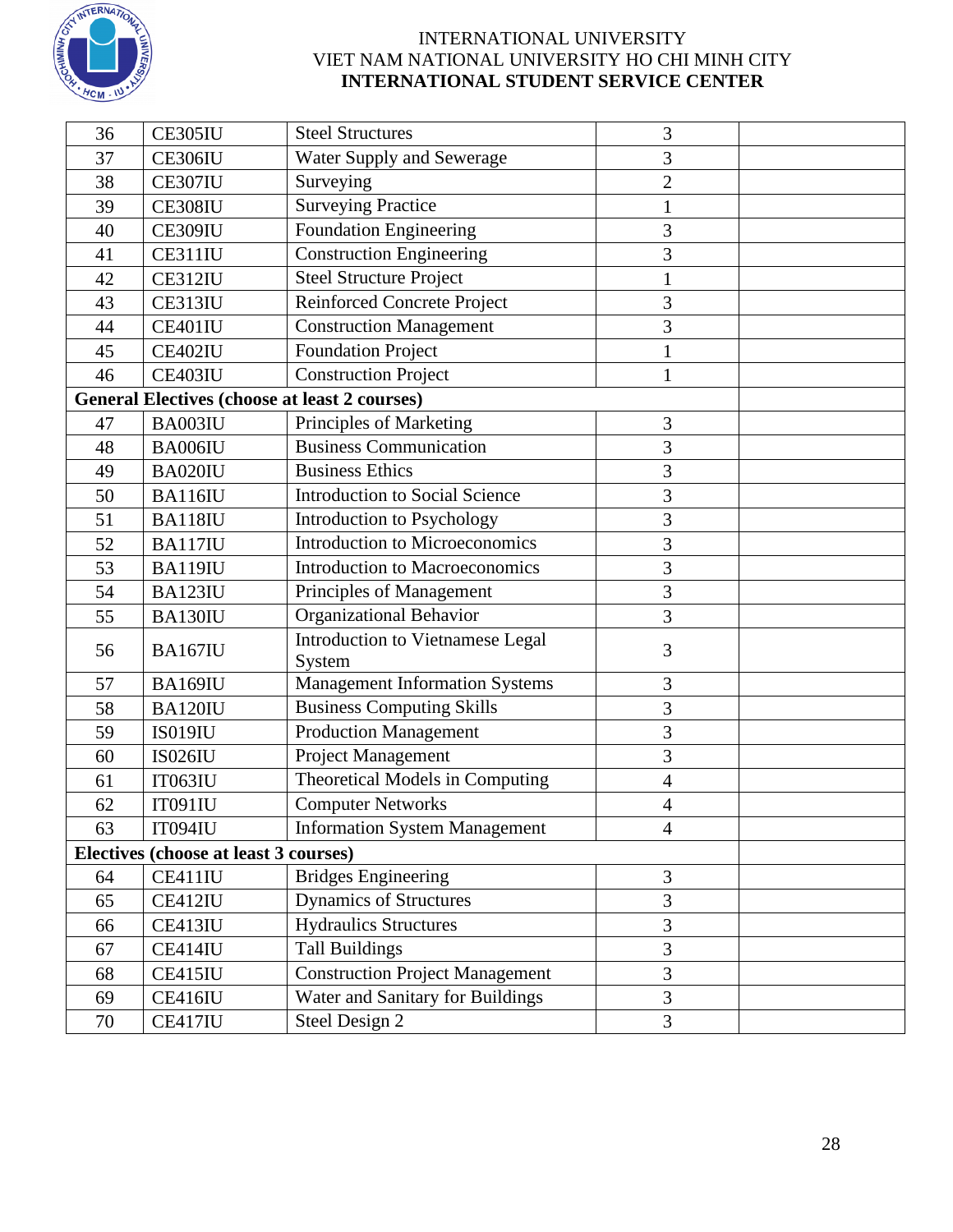| | | | | |
|---|---|---|---|---|
| 36 | CE305IU | Steel Structures | 3 | |
| 37 | CE306IU | Water Supply and Sewerage | 3 | |
| 38 | CE307IU | Surveying | 2 | |
| 39 | CE308IU | Surveying Practice | 1 | |
| 40 | CE309IU | Foundation Engineering | 3 | |
| 41 | CE311IU | Construction Engineering | 3 | |
| 42 | CE312IU | Steel Structure Project | 1 | |
| 43 | CE313IU | Reinforced Concrete Project | 3 | |
| 44 | CE401IU | Construction Management | 3 | |
| 45 | CE402IU | Foundation Project | 1 | |
| 46 | CE403IU | Construction Project | 1 | |
| **General Electives (choose at least 2 courses)** | | | | |
| 47 | BA003IU | Principles of Marketing | 3 | |
| 48 | BA006IU | Business Communication | 3 | |
| 49 | BA020IU | Business Ethics | 3 | |
| 50 | BA116IU | Introduction to Social Science | 3 | |
| 51 | BA118IU | Introduction to Psychology | 3 | |
| 52 | BA117IU | Introduction to Microeconomics | 3 | |
| 53 | BA119IU | Introduction to Macroeconomics | 3 | |
| 54 | BA123IU | Principles of Management | 3 | |
| 55 | BA130IU | Organizational Behavior | 3 | |
| 56 | BA167IU | Introduction to Vietnamese Legal System | 3 | |
| 57 | BA169IU | Management Information Systems | 3 | |
| 58 | BA120IU | Business Computing Skills | 3 | |
| 59 | IS019IU | Production Management | 3 | |
| 60 | IS026IU | Project Management | 3 | |
| 61 | IT063IU | Theoretical Models in Computing | 4 | |
| 62 | IT091IU | Computer Networks | 4 | |
| 63 | IT094IU | Information System Management | 4 | |
| **Electives (choose at least 3 courses)** | | | | |
| 64 | CE411IU | Bridges Engineering | 3 | |
| 65 | CE412IU | Dynamics of Structures | 3 | |
| 66 | CE413IU | Hydraulics Structures | 3 | |
| 67 | CE414IU | Tall Buildings | 3 | |
| 68 | CE415IU | Construction Project Management | 3 | |
| 69 | CE416IU | Water and Sanitary for Buildings | 3 | |
| 70 | CE417IU | Steel Design 2 | 3 | |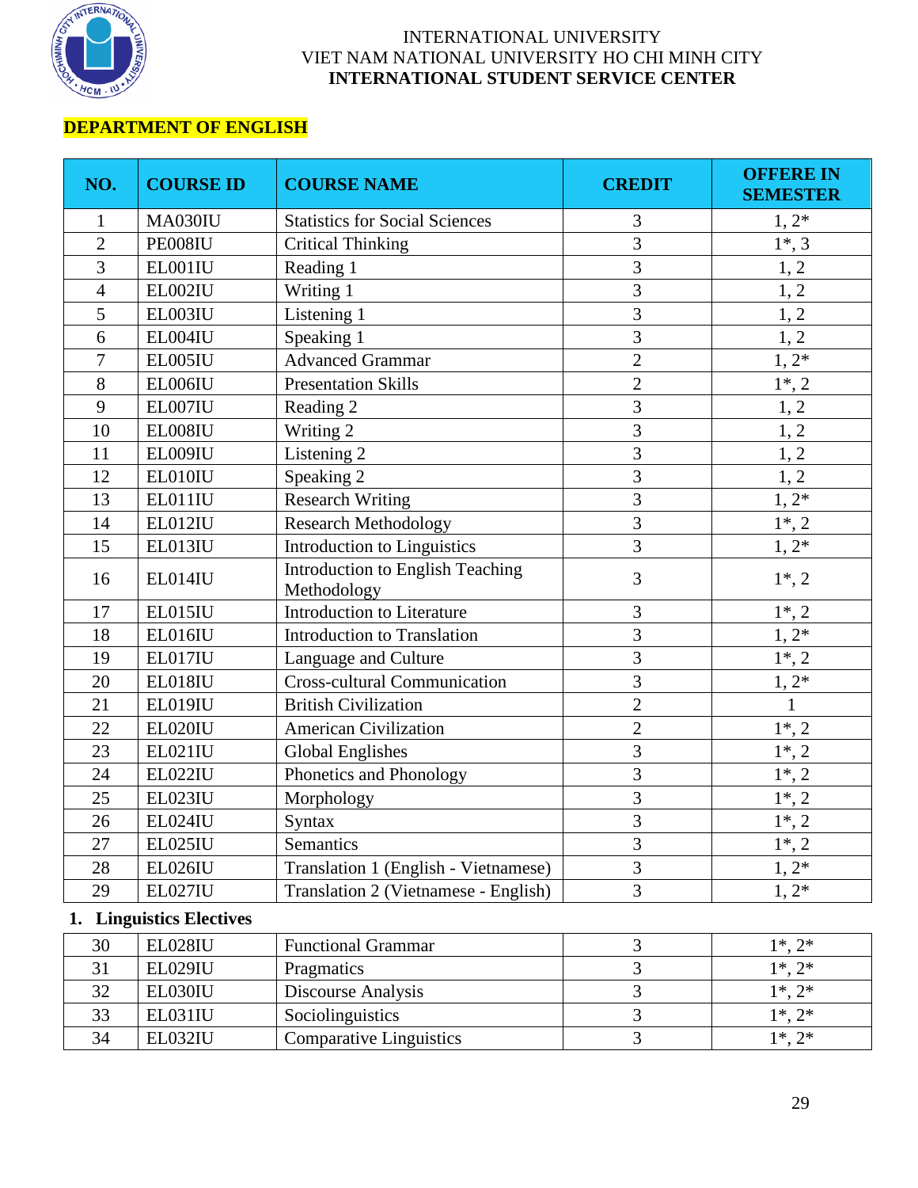INTERNATIONAL UNIVERSITY
VIET NAM NATIONAL UNIVERSITY HO CHI MINH CITY
**INTERNATIONAL STUDENT SERVICE CENTER**

## DEPARTMENT OF ENGLISH

| NO. | COURSE ID | COURSE NAME | CREDIT | OFFERE IN SEMESTER |
|---|---|---|---|---|
| 1 | MA030IU | Statistics for Social Sciences | 3 | 1, 2* |
| 2 | PE008IU | Critical Thinking | 3 | 1*, 3 |
| 3 | EL001IU | Reading 1 | 3 | 1, 2 |
| 4 | EL002IU | Writing 1 | 3 | 1, 2 |
| 5 | EL003IU | Listening 1 | 3 | 1, 2 |
| 6 | EL004IU | Speaking 1 | 3 | 1, 2 |
| 7 | EL005IU | Advanced Grammar | 2 | 1, 2* |
| 8 | EL006IU | Presentation Skills | 2 | 1*, 2 |
| 9 | EL007IU | Reading 2 | 3 | 1, 2 |
| 10 | EL008IU | Writing 2 | 3 | 1, 2 |
| 11 | EL009IU | Listening 2 | 3 | 1, 2 |
| 12 | EL010IU | Speaking 2 | 3 | 1, 2 |
| 13 | EL011IU | Research Writing | 3 | 1, 2* |
| 14 | EL012IU | Research Methodology | 3 | 1*, 2 |
| 15 | EL013IU | Introduction to Linguistics | 3 | 1, 2* |
| 16 | EL014IU | Introduction to English Teaching Methodology | 3 | 1*, 2 |
| 17 | EL015IU | Introduction to Literature | 3 | 1*, 2 |
| 18 | EL016IU | Introduction to Translation | 3 | 1, 2* |
| 19 | EL017IU | Language and Culture | 3 | 1*, 2 |
| 20 | EL018IU | Cross-cultural Communication | 3 | 1, 2* |
| 21 | EL019IU | British Civilization | 2 | 1 |
| 22 | EL020IU | American Civilization | 2 | 1*, 2 |
| 23 | EL021IU | Global Englishes | 3 | 1*, 2 |
| 24 | EL022IU | Phonetics and Phonology | 3 | 1*, 2 |
| 25 | EL023IU | Morphology | 3 | 1*, 2 |
| 26 | EL024IU | Syntax | 3 | 1*, 2 |
| 27 | EL025IU | Semantics | 3 | 1*, 2 |
| 28 | EL026IU | Translation 1 (English - Vietnamese) | 3 | 1, 2* |
| 29 | EL027IU | Translation 2 (Vietnamese - English) | 3 | 1, 2* |

**1. Linguistics Electives**

| NO. | COURSE ID | COURSE NAME | CREDIT | OFFERE IN SEMESTER |
|---|---|---|---|---|
| 30 | EL028IU | Functional Grammar | 3 | 1*, 2* |
| 31 | EL029IU | Pragmatics | 3 | 1*, 2* |
| 32 | EL030IU | Discourse Analysis | 3 | 1*, 2* |
| 33 | EL031IU | Sociolinguistics | 3 | 1*, 2* |
| 34 | EL032IU | Comparative Linguistics | 3 | 1*, 2* |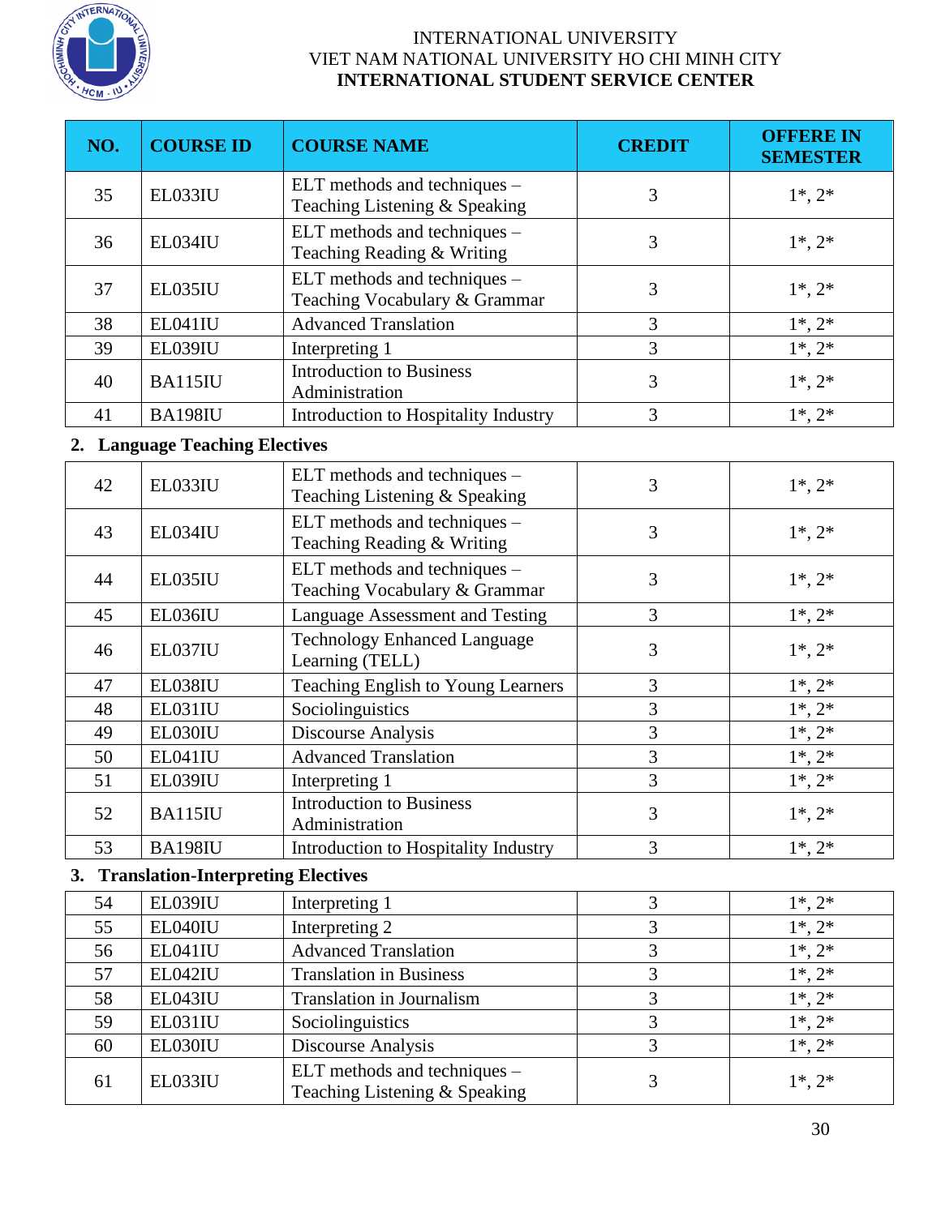INTERNATIONAL UNIVERSITY
VIET NAM NATIONAL UNIVERSITY HO CHI MINH CITY
**INTERNATIONAL STUDENT SERVICE CENTER**

| NO. | COURSE ID | COURSE NAME | CREDIT | OFFERE IN SEMESTER |
|---|---|---|---|---|
| 35 | EL033IU | ELT methods and techniques – Teaching Listening & Speaking | 3 | 1*, 2* |
| 36 | EL034IU | ELT methods and techniques – Teaching Reading & Writing | 3 | 1*, 2* |
| 37 | EL035IU | ELT methods and techniques – Teaching Vocabulary & Grammar | 3 | 1*, 2* |
| 38 | EL041IU | Advanced Translation | 3 | 1*, 2* |
| 39 | EL039IU | Interpreting 1 | 3 | 1*, 2* |
| 40 | BA115IU | Introduction to Business Administration | 3 | 1*, 2* |
| 41 | BA198IU | Introduction to Hospitality Industry | 3 | 1*, 2* |

## 2. Language Teaching Electives

| NO. | COURSE ID | COURSE NAME | CREDIT | OFFERE IN SEMESTER |
|---|---|---|---|---|
| 42 | EL033IU | ELT methods and techniques – Teaching Listening & Speaking | 3 | 1*, 2* |
| 43 | EL034IU | ELT methods and techniques – Teaching Reading & Writing | 3 | 1*, 2* |
| 44 | EL035IU | ELT methods and techniques – Teaching Vocabulary & Grammar | 3 | 1*, 2* |
| 45 | EL036IU | Language Assessment and Testing | 3 | 1*, 2* |
| 46 | EL037IU | Technology Enhanced Language Learning (TELL) | 3 | 1*, 2* |
| 47 | EL038IU | Teaching English to Young Learners | 3 | 1*, 2* |
| 48 | EL031IU | Sociolinguistics | 3 | 1*, 2* |
| 49 | EL030IU | Discourse Analysis | 3 | 1*, 2* |
| 50 | EL041IU | Advanced Translation | 3 | 1*, 2* |
| 51 | EL039IU | Interpreting 1 | 3 | 1*, 2* |
| 52 | BA115IU | Introduction to Business Administration | 3 | 1*, 2* |
| 53 | BA198IU | Introduction to Hospitality Industry | 3 | 1*, 2* |

## 3. Translation-Interpreting Electives

| NO. | COURSE ID | COURSE NAME | CREDIT | OFFERE IN SEMESTER |
|---|---|---|---|---|
| 54 | EL039IU | Interpreting 1 | 3 | 1*, 2* |
| 55 | EL040IU | Interpreting 2 | 3 | 1*, 2* |
| 56 | EL041IU | Advanced Translation | 3 | 1*, 2* |
| 57 | EL042IU | Translation in Business | 3 | 1*, 2* |
| 58 | EL043IU | Translation in Journalism | 3 | 1*, 2* |
| 59 | EL031IU | Sociolinguistics | 3 | 1*, 2* |
| 60 | EL030IU | Discourse Analysis | 3 | 1*, 2* |
| 61 | EL033IU | ELT methods and techniques – Teaching Listening & Speaking | 3 | 1*, 2* |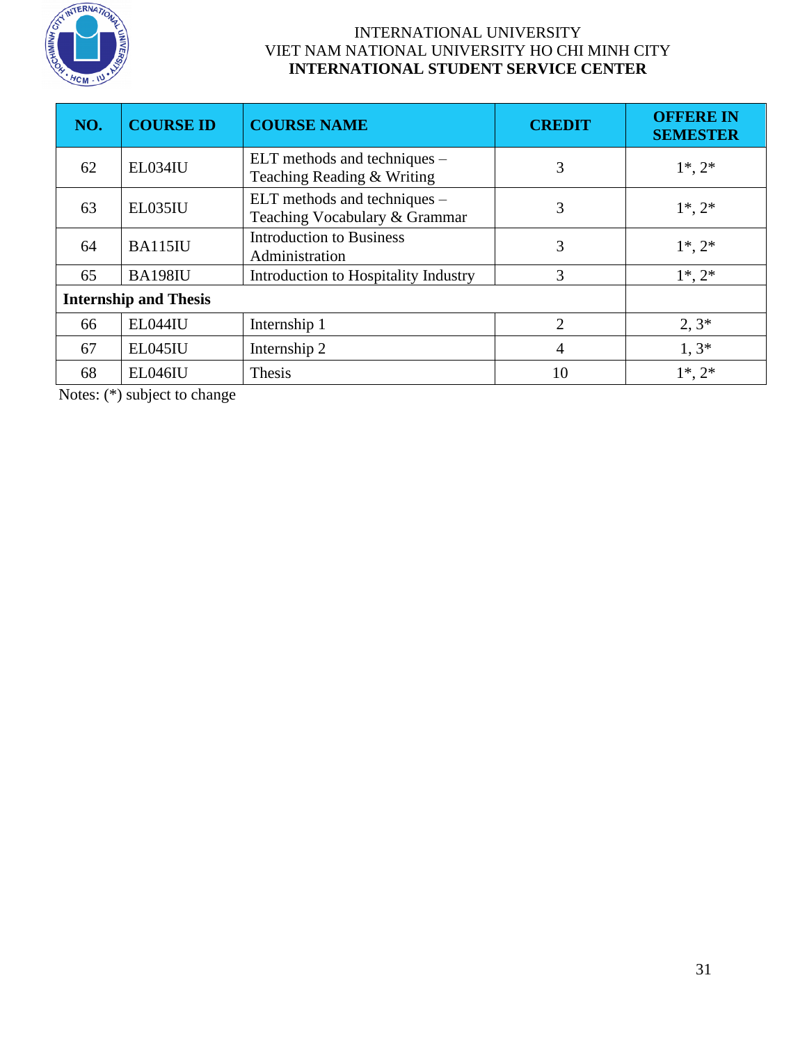INTERNATIONAL UNIVERSITY
VIET NAM NATIONAL UNIVERSITY HO CHI MINH CITY
**INTERNATIONAL STUDENT SERVICE CENTER**

| NO. | COURSE ID | COURSE NAME | CREDIT | OFFERE IN SEMESTER |
|---|---|---|---|---|
| 62 | EL034IU | ELT methods and techniques – Teaching Reading & Writing | 3 | 1*, 2* |
| 63 | EL035IU | ELT methods and techniques – Teaching Vocabulary & Grammar | 3 | 1*, 2* |
| 64 | BA115IU | Introduction to Business Administration | 3 | 1*, 2* |
| 65 | BA198IU | Introduction to Hospitality Industry | 3 | 1*, 2* |
| **Internship and Thesis** | | | | |
| 66 | EL044IU | Internship 1 | 2 | 2, 3* |
| 67 | EL045IU | Internship 2 | 4 | 1, 3* |
| 68 | EL046IU | Thesis | 10 | 1*, 2* |

Notes: (*) subject to change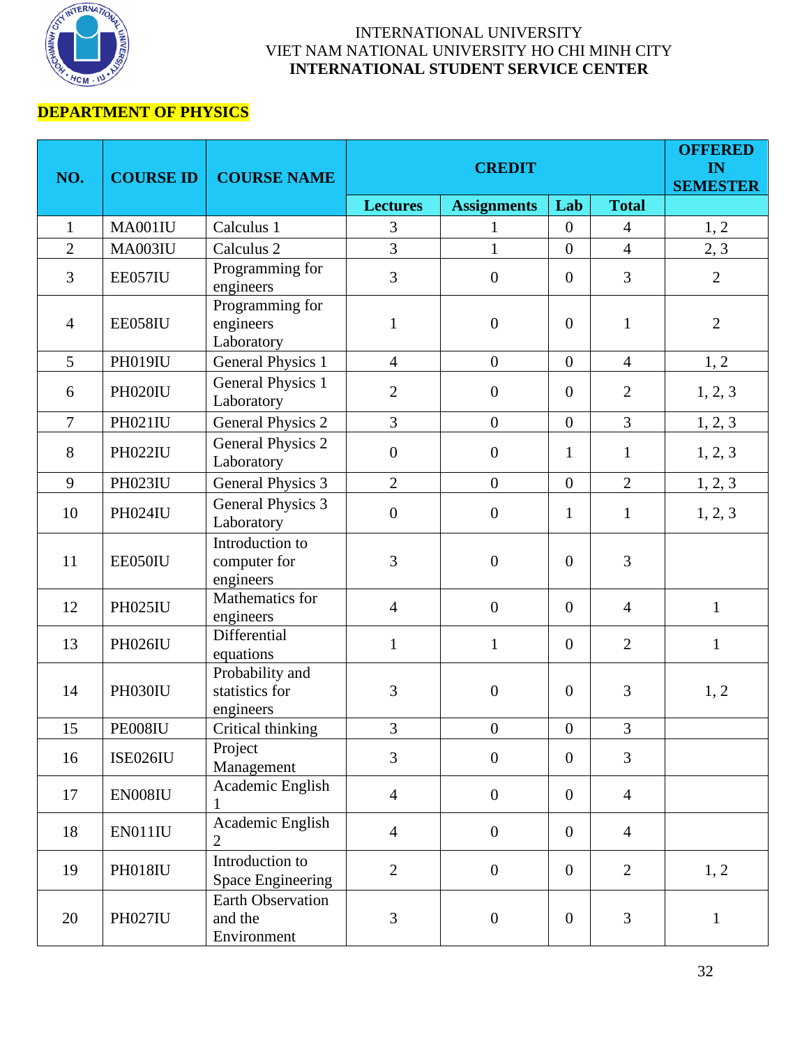INTERNATIONAL UNIVERSITY
VIET NAM NATIONAL UNIVERSITY HO CHI MINH CITY
**INTERNATIONAL STUDENT SERVICE CENTER**

## DEPARTMENT OF PHYSICS

| NO. | COURSE ID | COURSE NAME | CREDIT | | | | OFFERED IN SEMESTER |
|---|---|---|---|---|---|---|---|
| | | | Lectures | Assignments | Lab | Total | |
| 1 | MA001IU | Calculus 1 | 3 | 1 | 0 | 4 | 1, 2 |
| 2 | MA003IU | Calculus 2 | 3 | 1 | 0 | 4 | 2, 3 |
| 3 | EE057IU | Programming for engineers | 3 | 0 | 0 | 3 | 2 |
| 4 | EE058IU | Programming for engineers Laboratory | 1 | 0 | 0 | 1 | 2 |
| 5 | PH019IU | General Physics 1 | 4 | 0 | 0 | 4 | 1, 2 |
| 6 | PH020IU | General Physics 1 Laboratory | 2 | 0 | 0 | 2 | 1, 2, 3 |
| 7 | PH021IU | General Physics 2 | 3 | 0 | 0 | 3 | 1, 2, 3 |
| 8 | PH022IU | General Physics 2 Laboratory | 0 | 0 | 1 | 1 | 1, 2, 3 |
| 9 | PH023IU | General Physics 3 | 2 | 0 | 0 | 2 | 1, 2, 3 |
| 10 | PH024IU | General Physics 3 Laboratory | 0 | 0 | 1 | 1 | 1, 2, 3 |
| 11 | EE050IU | Introduction to computer for engineers | 3 | 0 | 0 | 3 | |
| 12 | PH025IU | Mathematics for engineers | 4 | 0 | 0 | 4 | 1 |
| 13 | PH026IU | Differential equations | 1 | 1 | 0 | 2 | 1 |
| 14 | PH030IU | Probability and statistics for engineers | 3 | 0 | 0 | 3 | 1, 2 |
| 15 | PE008IU | Critical thinking | 3 | 0 | 0 | 3 | |
| 16 | ISE026IU | Project Management | 3 | 0 | 0 | 3 | |
| 17 | EN008IU | Academic English 1 | 4 | 0 | 0 | 4 | |
| 18 | EN011IU | Academic English 2 | 4 | 0 | 0 | 4 | |
| 19 | PH018IU | Introduction to Space Engineering | 2 | 0 | 0 | 2 | 1, 2 |
| 20 | PH027IU | Earth Observation and the Environment | 3 | 0 | 0 | 3 | 1 |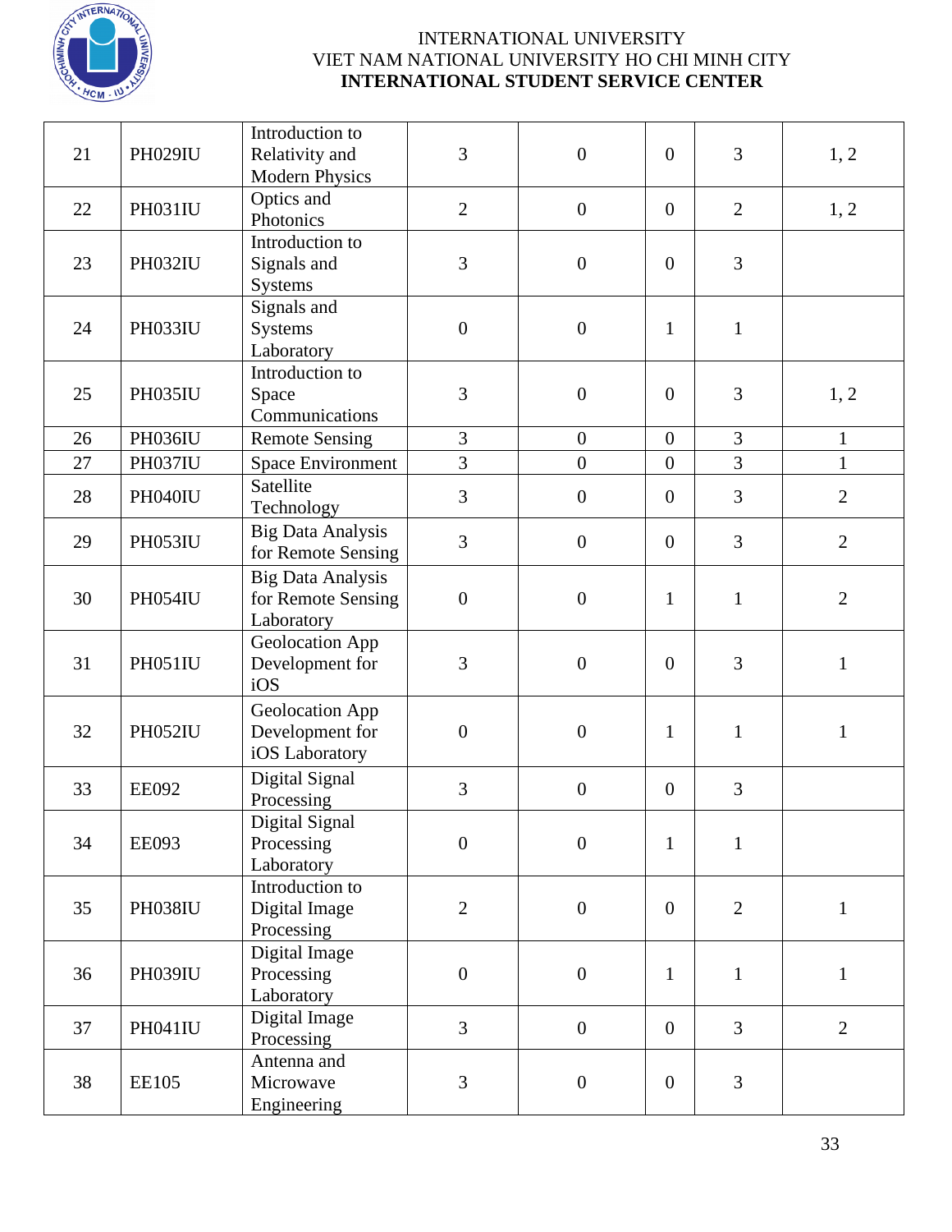| 21 | PH029IU | Introduction to Relativity and Modern Physics | 3 | 0 | 0 | 3 | 1, 2 |
|---|---|---|---|---|---|---|---|
| 22 | PH031IU | Optics and Photonics | 2 | 0 | 0 | 2 | 1, 2 |
| 23 | PH032IU | Introduction to Signals and Systems | 3 | 0 | 0 | 3 | |
| 24 | PH033IU | Signals and Systems Laboratory | 0 | 0 | 1 | 1 | |
| 25 | PH035IU | Introduction to Space Communications | 3 | 0 | 0 | 3 | 1, 2 |
| 26 | PH036IU | Remote Sensing | 3 | 0 | 0 | 3 | 1 |
| 27 | PH037IU | Space Environment | 3 | 0 | 0 | 3 | 1 |
| 28 | PH040IU | Satellite Technology | 3 | 0 | 0 | 3 | 2 |
| 29 | PH053IU | Big Data Analysis for Remote Sensing | 3 | 0 | 0 | 3 | 2 |
| 30 | PH054IU | Big Data Analysis for Remote Sensing Laboratory | 0 | 0 | 1 | 1 | 2 |
| 31 | PH051IU | Geolocation App Development for iOS | 3 | 0 | 0 | 3 | 1 |
| 32 | PH052IU | Geolocation App Development for iOS Laboratory | 0 | 0 | 1 | 1 | 1 |
| 33 | EE092 | Digital Signal Processing | 3 | 0 | 0 | 3 | |
| 34 | EE093 | Digital Signal Processing Laboratory | 0 | 0 | 1 | 1 | |
| 35 | PH038IU | Introduction to Digital Image Processing | 2 | 0 | 0 | 2 | 1 |
| 36 | PH039IU | Digital Image Processing Laboratory | 0 | 0 | 1 | 1 | 1 |
| 37 | PH041IU | Digital Image Processing | 3 | 0 | 0 | 3 | 2 |
| 38 | EE105 | Antenna and Microwave Engineering | 3 | 0 | 0 | 3 | |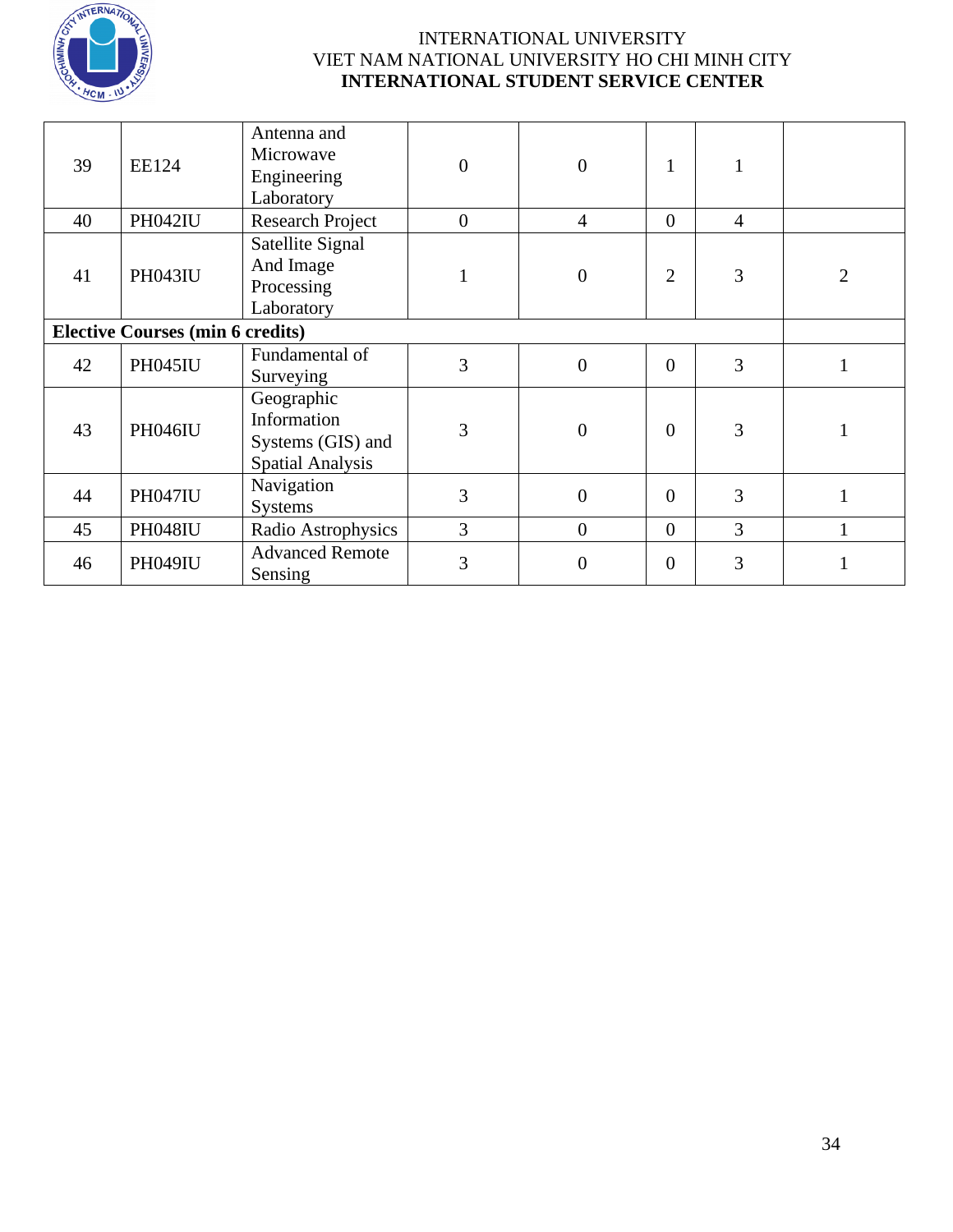| | | | | | | | |
|---|---|---|---|---|---|---|---|
| 39 | EE124 | Antenna and Microwave Engineering Laboratory | 0 | 0 | 1 | 1 | |
| 40 | PH042IU | Research Project | 0 | 4 | 0 | 4 | |
| 41 | PH043IU | Satellite Signal And Image Processing Laboratory | 1 | 0 | 2 | 3 | 2 |
| **Elective Courses (min 6 credits)** | | | | | | | |
| 42 | PH045IU | Fundamental of Surveying | 3 | 0 | 0 | 3 | 1 |
| 43 | PH046IU | Geographic Information Systems (GIS) and Spatial Analysis | 3 | 0 | 0 | 3 | 1 |
| 44 | PH047IU | Navigation Systems | 3 | 0 | 0 | 3 | 1 |
| 45 | PH048IU | Radio Astrophysics | 3 | 0 | 0 | 3 | 1 |
| 46 | PH049IU | Advanced Remote Sensing | 3 | 0 | 0 | 3 | 1 |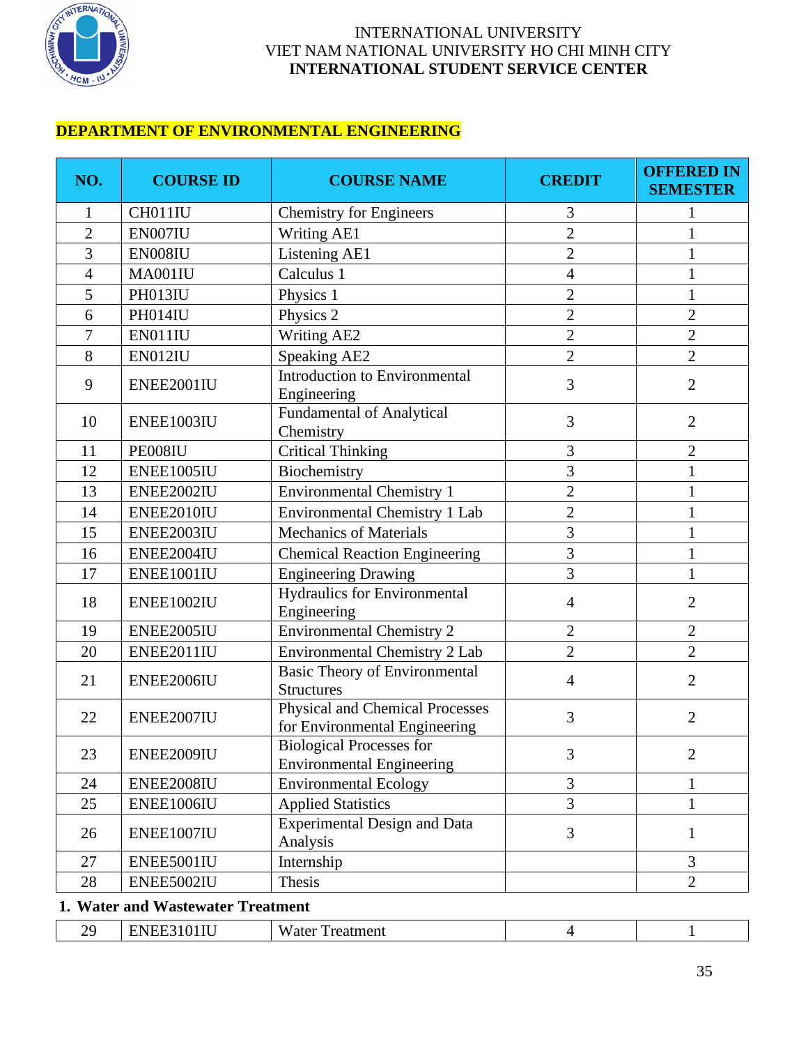INTERNATIONAL UNIVERSITY
VIET NAM NATIONAL UNIVERSITY HO CHI MINH CITY
**INTERNATIONAL STUDENT SERVICE CENTER**

## DEPARTMENT OF ENVIRONMENTAL ENGINEERING

| NO. | COURSE ID | COURSE NAME | CREDIT | OFFERED IN SEMESTER |
|---|---|---|---|---|
| 1 | CH011IU | Chemistry for Engineers | 3 | 1 |
| 2 | EN007IU | Writing AE1 | 2 | 1 |
| 3 | EN008IU | Listening AE1 | 2 | 1 |
| 4 | MA001IU | Calculus 1 | 4 | 1 |
| 5 | PH013IU | Physics 1 | 2 | 1 |
| 6 | PH014IU | Physics 2 | 2 | 2 |
| 7 | EN011IU | Writing AE2 | 2 | 2 |
| 8 | EN012IU | Speaking AE2 | 2 | 2 |
| 9 | ENEE2001IU | Introduction to Environmental Engineering | 3 | 2 |
| 10 | ENEE1003IU | Fundamental of Analytical Chemistry | 3 | 2 |
| 11 | PE008IU | Critical Thinking | 3 | 2 |
| 12 | ENEE1005IU | Biochemistry | 3 | 1 |
| 13 | ENEE2002IU | Environmental Chemistry 1 | 2 | 1 |
| 14 | ENEE2010IU | Environmental Chemistry 1 Lab | 2 | 1 |
| 15 | ENEE2003IU | Mechanics of Materials | 3 | 1 |
| 16 | ENEE2004IU | Chemical Reaction Engineering | 3 | 1 |
| 17 | ENEE1001IU | Engineering Drawing | 3 | 1 |
| 18 | ENEE1002IU | Hydraulics for Environmental Engineering | 4 | 2 |
| 19 | ENEE2005IU | Environmental Chemistry 2 | 2 | 2 |
| 20 | ENEE2011IU | Environmental Chemistry 2 Lab | 2 | 2 |
| 21 | ENEE2006IU | Basic Theory of Environmental Structures | 4 | 2 |
| 22 | ENEE2007IU | Physical and Chemical Processes for Environmental Engineering | 3 | 2 |
| 23 | ENEE2009IU | Biological Processes for Environmental Engineering | 3 | 2 |
| 24 | ENEE2008IU | Environmental Ecology | 3 | 1 |
| 25 | ENEE1006IU | Applied Statistics | 3 | 1 |
| 26 | ENEE1007IU | Experimental Design and Data Analysis | 3 | 1 |
| 27 | ENEE5001IU | Internship | | 3 |
| 28 | ENEE5002IU | Thesis | | 2 |
| **1. Water and Wastewater Treatment** | | | | |
| 29 | ENEE3101IU | Water Treatment | 4 | 1 |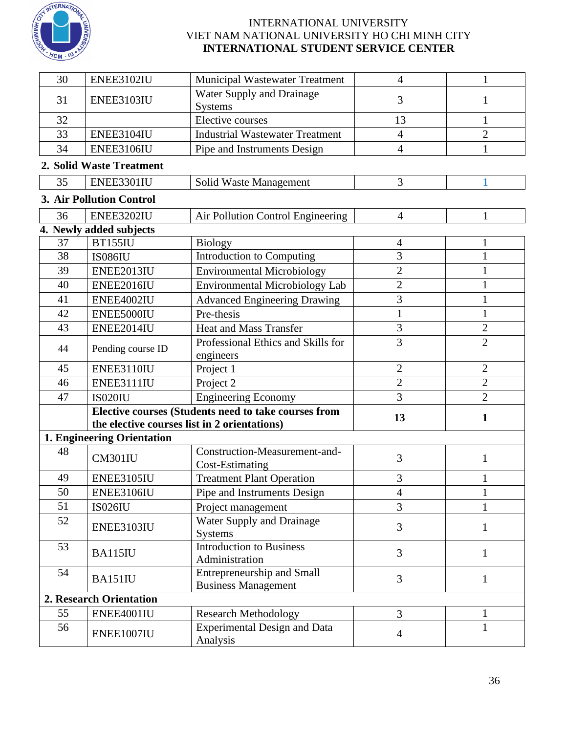| 30 | ENEE3102IU | Municipal Wastewater Treatment | 4 | 1 |
|---|---|---|---|---|
| 31 | ENEE3103IU | Water Supply and Drainage Systems | 3 | 1 |
| 32 | | Elective courses | 13 | 1 |
| 33 | ENEE3104IU | Industrial Wastewater Treatment | 4 | 2 |
| 34 | ENEE3106IU | Pipe and Instruments Design | 4 | 1 |

**2. Solid Waste Treatment**

| 35 | ENEE3301IU | Solid Waste Management | 3 | 1 |
|---|---|---|---|---|

**3. Air Pollution Control**

| 36 | ENEE3202IU | Air Pollution Control Engineering | 4 | 1 |
|---|---|---|---|---|

**4. Newly added subjects**

| 37 | BT155IU | Biology | 4 | 1 |
|---|---|---|---|---|
| 38 | IS086IU | Introduction to Computing | 3 | 1 |
| 39 | ENEE2013IU | Environmental Microbiology | 2 | 1 |
| 40 | ENEE2016IU | Environmental Microbiology Lab | 2 | 1 |
| 41 | ENEE4002IU | Advanced Engineering Drawing | 3 | 1 |
| 42 | ENEE5000IU | Pre-thesis | 1 | 1 |
| 43 | ENEE2014IU | Heat and Mass Transfer | 3 | 2 |
| 44 | Pending course ID | Professional Ethics and Skills for engineers | 3 | 2 |
| 45 | ENEE3110IU | Project 1 | 2 | 2 |
| 46 | ENEE3111IU | Project 2 | 2 | 2 |
| 47 | IS020IU | Engineering Economy | 3 | 2 |
| | **Elective courses (Students need to take courses from the elective courses list in 2 orientations)** | | **13** | **1** |
| **1. Engineering Orientation** | | | | |
| 48 | CM301IU | Construction-Measurement-and-Cost-Estimating | 3 | 1 |
| 49 | ENEE3105IU | Treatment Plant Operation | 3 | 1 |
| 50 | ENEE3106IU | Pipe and Instruments Design | 4 | 1 |
| 51 | IS026IU | Project management | 3 | 1 |
| 52 | ENEE3103IU | Water Supply and Drainage Systems | 3 | 1 |
| 53 | BA115IU | Introduction to Business Administration | 3 | 1 |
| 54 | BA151IU | Entrepreneurship and Small Business Management | 3 | 1 |
| **2. Research Orientation** | | | | |
| 55 | ENEE4001IU | Research Methodology | 3 | 1 |
| 56 | ENEE1007IU | Experimental Design and Data Analysis | 4 | 1 |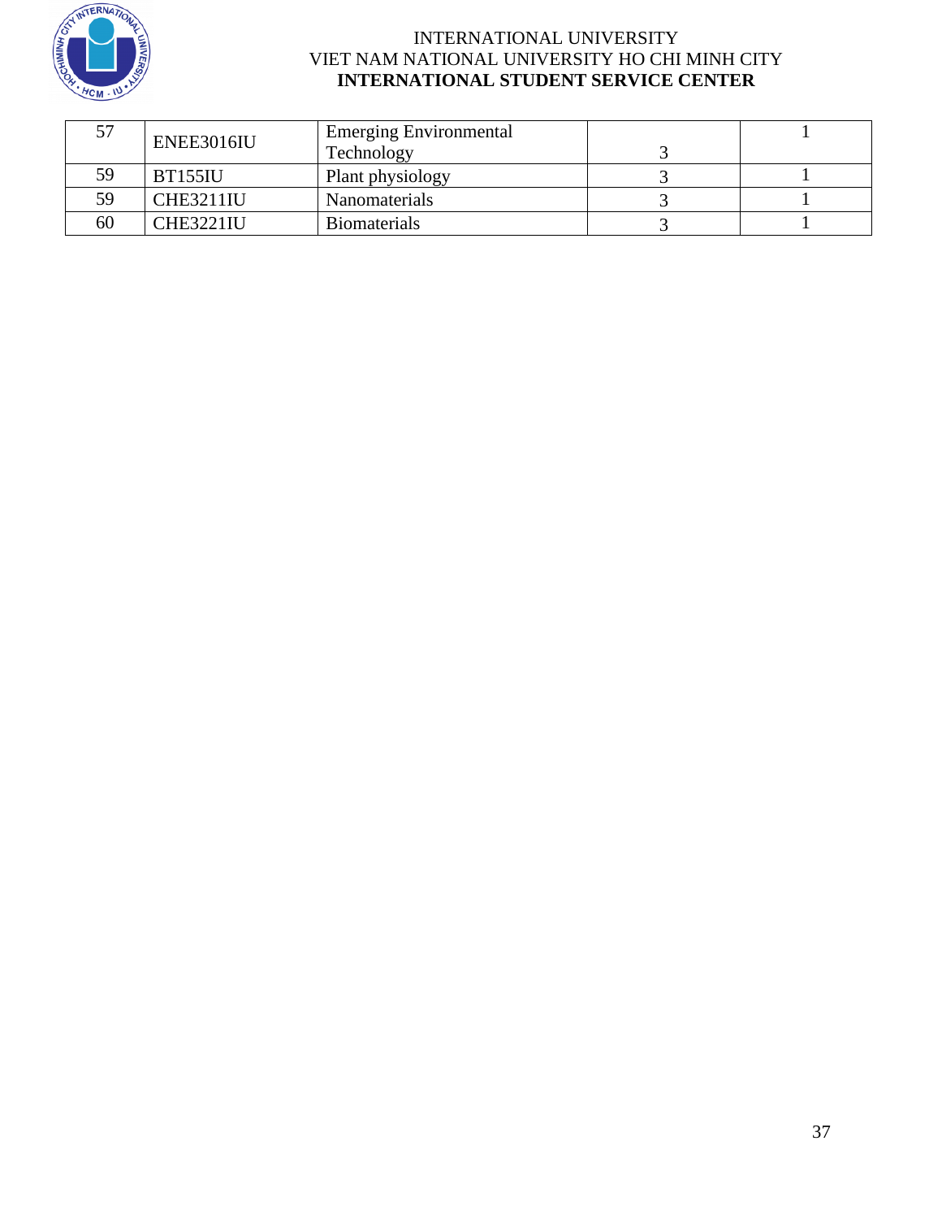| 57 | ENEE3016IU | Emerging Environmental Technology | 3 | 1 |
|---|---|---|---|---|
| 59 | BT155IU | Plant physiology | 3 | 1 |
| 59 | CHE3211IU | Nanomaterials | 3 | 1 |
| 60 | CHE3221IU | Biomaterials | 3 | 1 |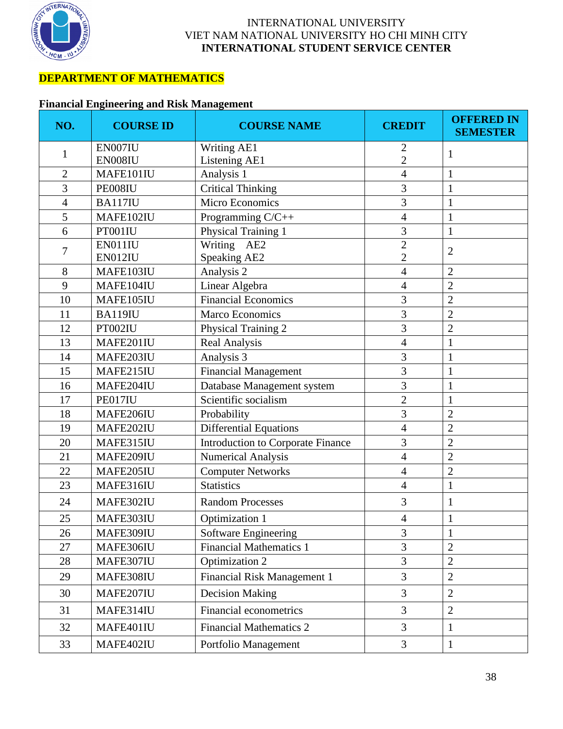INTERNATIONAL UNIVERSITY
VIET NAM NATIONAL UNIVERSITY HO CHI MINH CITY
**INTERNATIONAL STUDENT SERVICE CENTER**

## DEPARTMENT OF MATHEMATICS

### Financial Engineering and Risk Management

| NO. | COURSE ID | COURSE NAME | CREDIT | OFFERED IN SEMESTER |
|---|---|---|---|---|
| 1 | EN007IU<br>EN008IU | Writing AE1<br>Listening AE1 | 2<br>2 | 1 |
| 2 | MAFE101IU | Analysis 1 | 4 | 1 |
| 3 | PE008IU | Critical Thinking | 3 | 1 |
| 4 | BA117IU | Micro Economics | 3 | 1 |
| 5 | MAFE102IU | Programming C/C++ | 4 | 1 |
| 6 | PT001IU | Physical Training 1 | 3 | 1 |
| 7 | EN011IU<br>EN012IU | Writing AE2<br>Speaking AE2 | 2<br>2 | 2 |
| 8 | MAFE103IU | Analysis 2 | 4 | 2 |
| 9 | MAFE104IU | Linear Algebra | 4 | 2 |
| 10 | MAFE105IU | Financial Economics | 3 | 2 |
| 11 | BA119IU | Marco Economics | 3 | 2 |
| 12 | PT002IU | Physical Training 2 | 3 | 2 |
| 13 | MAFE201IU | Real Analysis | 4 | 1 |
| 14 | MAFE203IU | Analysis 3 | 3 | 1 |
| 15 | MAFE215IU | Financial Management | 3 | 1 |
| 16 | MAFE204IU | Database Management system | 3 | 1 |
| 17 | PE017IU | Scientific socialism | 2 | 1 |
| 18 | MAFE206IU | Probability | 3 | 2 |
| 19 | MAFE202IU | Differential Equations | 4 | 2 |
| 20 | MAFE315IU | Introduction to Corporate Finance | 3 | 2 |
| 21 | MAFE209IU | Numerical Analysis | 4 | 2 |
| 22 | MAFE205IU | Computer Networks | 4 | 2 |
| 23 | MAFE316IU | Statistics | 4 | 1 |
| 24 | MAFE302IU | Random Processes | 3 | 1 |
| 25 | MAFE303IU | Optimization 1 | 4 | 1 |
| 26 | MAFE309IU | Software Engineering | 3 | 1 |
| 27 | MAFE306IU | Financial Mathematics 1 | 3 | 2 |
| 28 | MAFE307IU | Optimization 2 | 3 | 2 |
| 29 | MAFE308IU | Financial Risk Management 1 | 3 | 2 |
| 30 | MAFE207IU | Decision Making | 3 | 2 |
| 31 | MAFE314IU | Financial econometrics | 3 | 2 |
| 32 | MAFE401IU | Financial Mathematics 2 | 3 | 1 |
| 33 | MAFE402IU | Portfolio Management | 3 | 1 |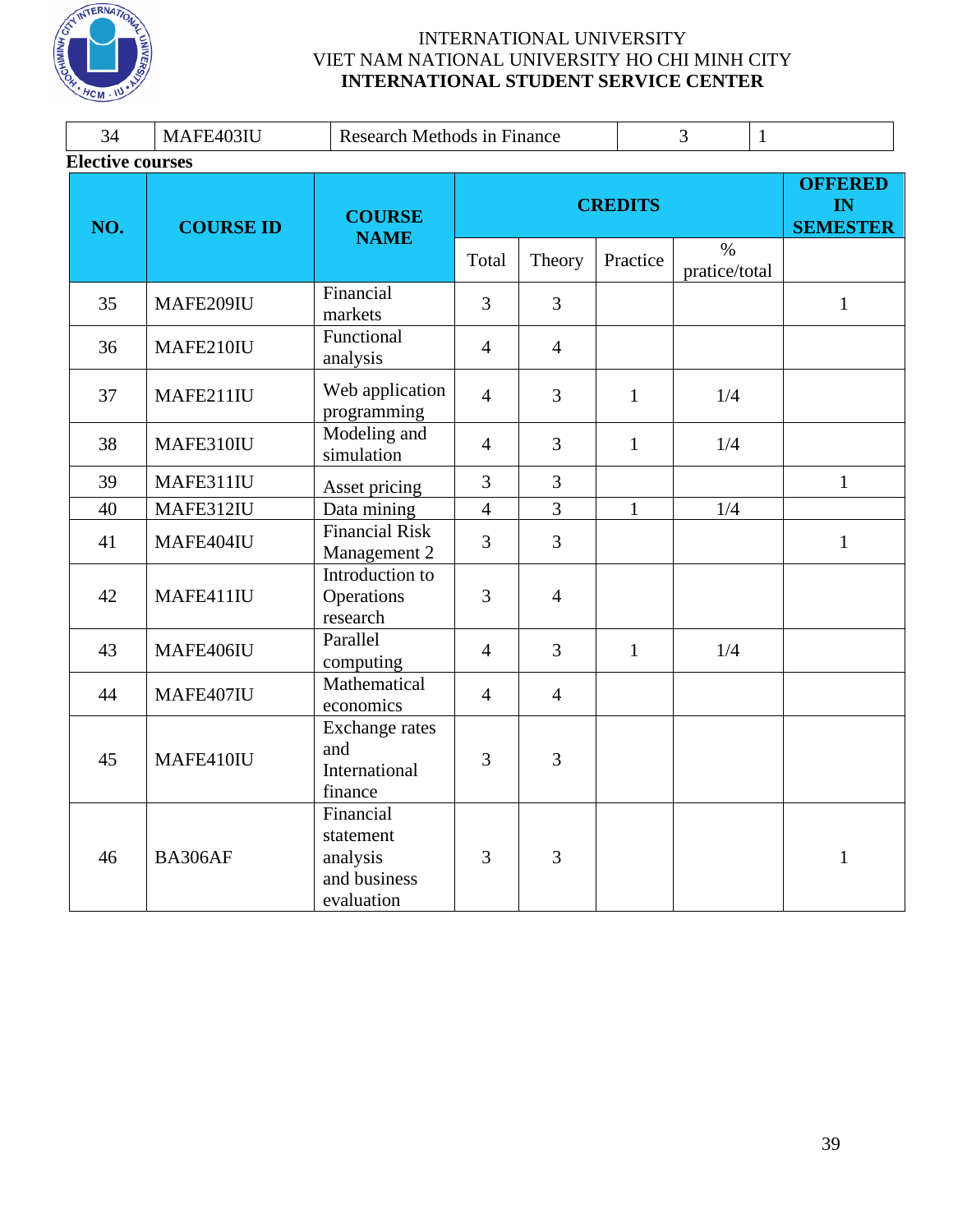INTERNATIONAL UNIVERSITY
VIET NAM NATIONAL UNIVERSITY HO CHI MINH CITY
**INTERNATIONAL STUDENT SERVICE CENTER**

| | | | | |
|---|---|---|---|---|
| 34 | MAFE403IU | Research Methods in Finance | 3 | 1 |

**Elective courses**

| NO. | COURSE ID | COURSE NAME | CREDITS | | | | OFFERED IN SEMESTER |
|---|---|---|---|---|---|---|---|
| | | | Total | Theory | Practice | % pratice/total | |
| 35 | MAFE209IU | Financial markets | 3 | 3 | | | 1 |
| 36 | MAFE210IU | Functional analysis | 4 | 4 | | | |
| 37 | MAFE211IU | Web application programming | 4 | 3 | 1 | 1/4 | |
| 38 | MAFE310IU | Modeling and simulation | 4 | 3 | 1 | 1/4 | |
| 39 | MAFE311IU | Asset pricing | 3 | 3 | | | 1 |
| 40 | MAFE312IU | Data mining | 4 | 3 | 1 | 1/4 | |
| 41 | MAFE404IU | Financial Risk Management 2 | 3 | 3 | | | 1 |
| 42 | MAFE411IU | Introduction to Operations research | 3 | 4 | | | |
| 43 | MAFE406IU | Parallel computing | 4 | 3 | 1 | 1/4 | |
| 44 | MAFE407IU | Mathematical economics | 4 | 4 | | | |
| 45 | MAFE410IU | Exchange rates and International finance | 3 | 3 | | | |
| 46 | BA306AF | Financial statement analysis and business evaluation | 3 | 3 | | | 1 |